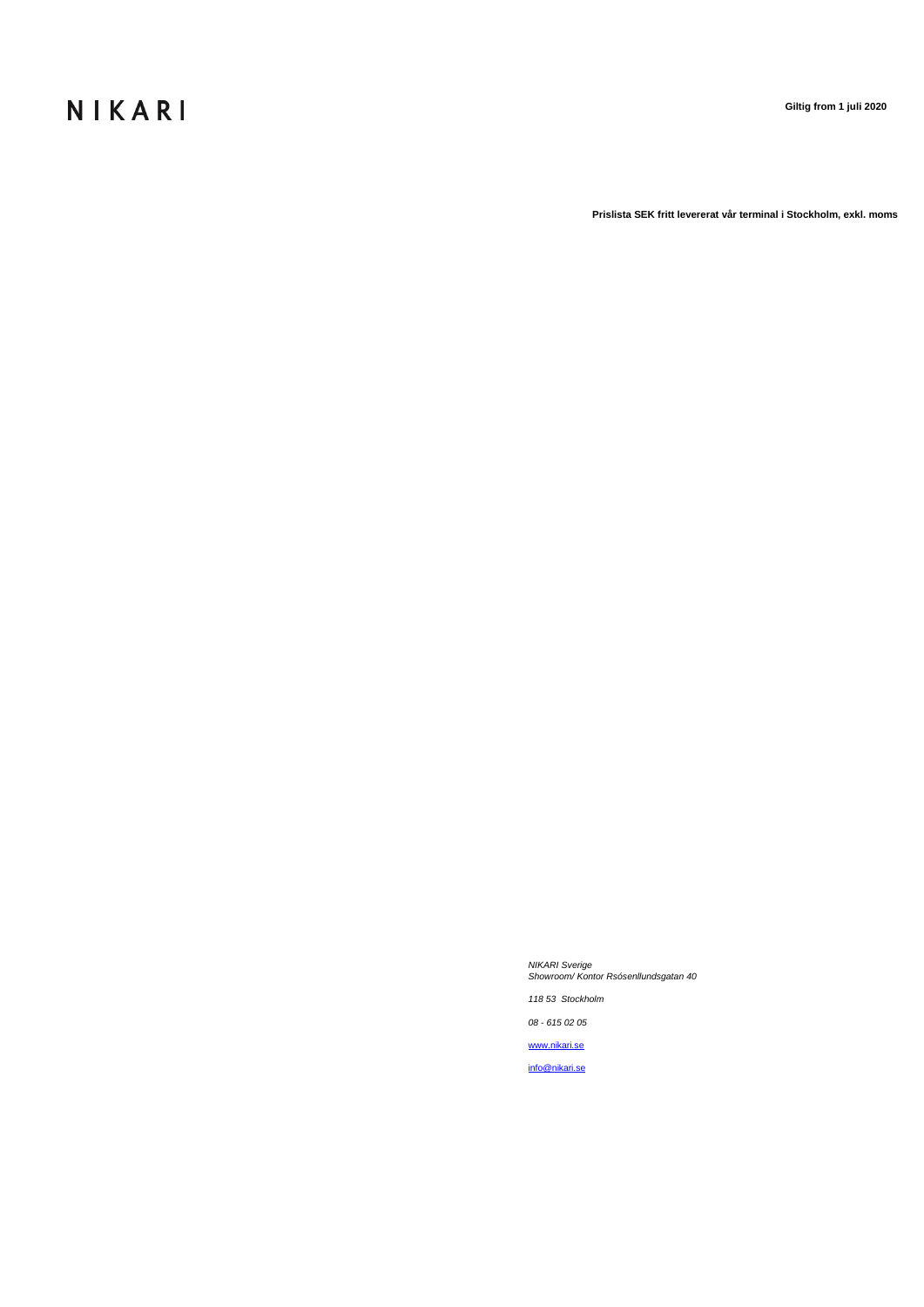# NIKARI

**Giltig from 1 juli 2020**

**Prislista SEK fritt levererat vår terminal i Stockholm, exkl. moms**

*NIKARI Sverige*
*Showroom/ Kontor Rsósenllundsgatan 40*

*118 53 Stockholm*

*08 - 615 02 05*

www.nikari.se

info@nikari.se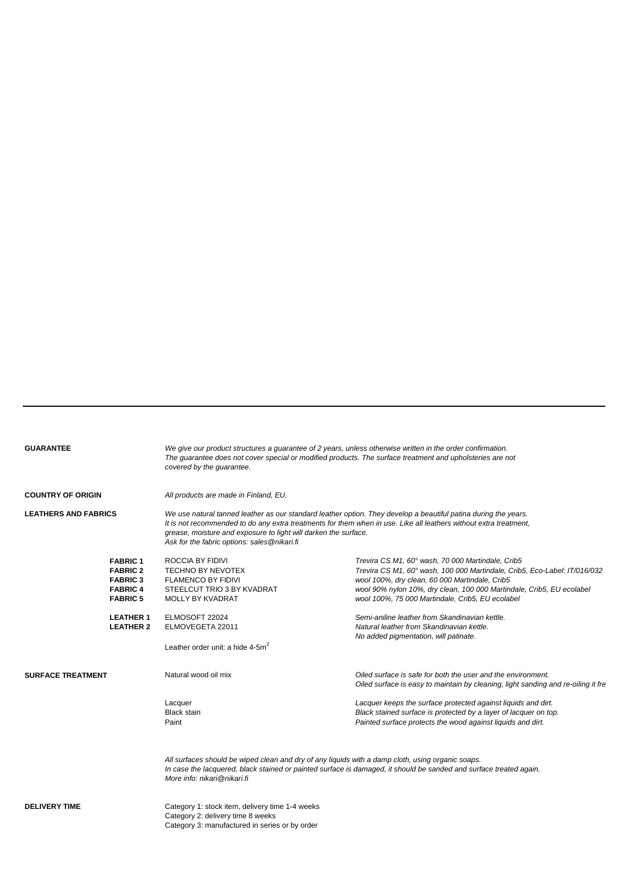**GUARANTEE**

*We give our product structures a guarantee of 2 years, unless otherwise written in the order confirmation.*
*The guarantee does not cover special or modified products. The surface treatment and upholsteries are not covered by the guarantee.*

**COUNTRY OF ORIGIN**

*All products are made in Finland, EU.*

**LEATHERS AND FABRICS**

*We use natural tanned leather as our standard leather option. They develop a beautiful patina during the years.*
*It is not recommended to do any extra treatments for them when in use. Like all leathers without extra treatment, grease, moisture and exposure to light will darken the surface.*
*Ask for the fabric options: sales@nikari.fi*

| | | |
|---|---|---|
| **FABRIC 1** | ROCCIA BY FIDIVI | *Trevira CS M1, 60° wash, 70 000 Martindale, Crib5* |
| **FABRIC 2** | TECHNO BY NEVOTEX | *Trevira CS M1, 60° wash, 100 000 Martindale, Crib5, Eco-Label: IT/016/032* |
| **FABRIC 3** | FLAMENCO BY FIDIVI | *wool 100%, dry clean, 60 000 Martindale, Crib5* |
| **FABRIC 4** | STEELCUT TRIO 3 BY KVADRAT | *wool 90% nylon 10%, dry clean, 100 000 Martindale, Crib5, EU ecolabel* |
| **FABRIC 5** | MOLLY BY KVADRAT | *wool 100%, 75 000 Martindale, Crib5, EU ecolabel* |
| **LEATHER 1** | ELMOSOFT 22024 | *Semi-aniline leather from Skandinavian kettle.* |
| **LEATHER 2** | ELMOVEGETA 22011 | *Natural leather from Skandinavian kettle. No added pigmentation, will patinate.* |

Leather order unit: a hide 4-5m$^2$

**SURFACE TREATMENT**

| | |
|---|---|
| Natural wood oil mix | *Oiled surface is safe for both the user and the environment. Oiled surface is easy to maintain by cleaning, light sanding and re-oiling it fre* |
| Lacquer | *Lacquer keeps the surface protected against liquids and dirt.* |
| Black stain | *Black stained surface is protected by a layer of lacquer on top.* |
| Paint | *Painted surface protects the wood against liquids and dirt.* |

*All surfaces should be wiped clean and dry of any liquids with a damp cloth, using organic soaps.*
*In case the lacquered, black stained or painted surface is damaged, it should be sanded and surface treated again.*
*More info: nikari@nikari.fi*

**DELIVERY TIME**

Category 1: stock item, delivery time 1-4 weeks
Category 2: delivery time 8 weeks
Category 3: manufactured in series or by order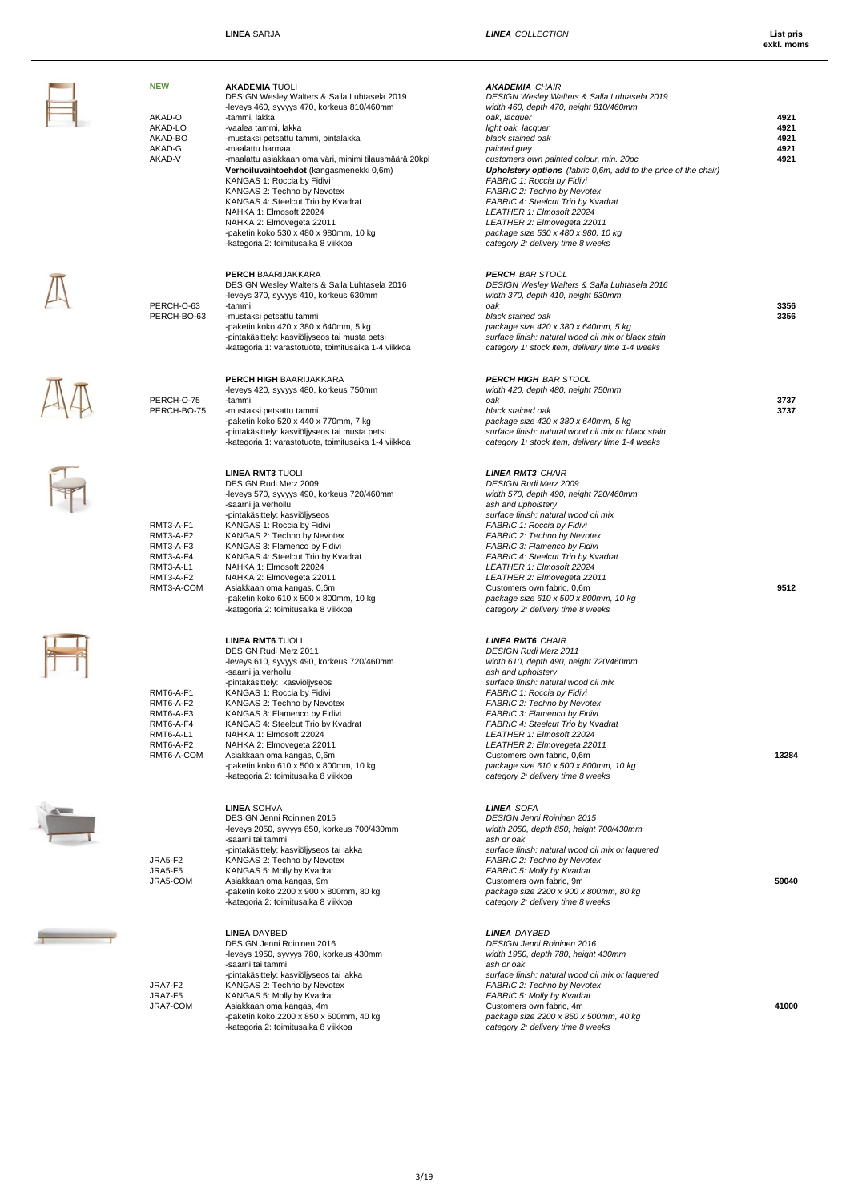| | LINEA SARJA | LINEA COLLECTION | List pris exkl. moms |
|---|---|---|---|
| **NEW** | **AKADEMIA** TUOLI | ***AKADEMIA** CHAIR* | |
| | DESIGN Wesley Walters & Salla Luhtasela 2019 | *DESIGN Wesley Walters & Salla Luhtasela 2019* | |
| | -leveys 460, syvyys 470, korkeus 810/460mm | *width 460, depth 470, height 810/460mm* | |
| AKAD-O | -tammi, lakka | *oak, lacquer* | 4921 |
| AKAD-LO | -vaalea tammi, lakka | *light oak, lacquer* | 4921 |
| AKAD-BO | -mustaksi petsattu tammi, pintalakka | *black stained oak* | 4921 |
| AKAD-G | -maalattu harmaa | *painted grey* | 4921 |
| AKAD-V | -maalattu asiakkaan oma väri, minimi tilausmäärä 20kpl | *customers own painted colour, min. 20pc* | 4921 |
| | **Verhoiluvaihtoehdot** (kangasmenekki 0,6m) | ***Upholstery options** (fabric 0,6m, add to the price of the chair)* | |
| | KANGAS 1: Roccia by Fidivi | *FABRIC 1: Roccia by Fidivi* | |
| | KANGAS 2: Techno by Nevotex | *FABRIC 2: Techno by Nevotex* | |
| | KANGAS 4: Steelcut Trio by Kvadrat | *FABRIC 4: Steelcut Trio by Kvadrat* | |
| | NAHKA 1: Elmosoft 22024 | *LEATHER 1: Elmosoft 22024* | |
| | NAHKA 2: Elmovegeta 22011 | *LEATHER 2: Elmovegeta 22011* | |
| | -paketin koko 530 x 480 x 980mm, 10 kg | *package size 530 x 480 x 980, 10 kg* | |
| | -kategoria 2: toimitusaika 8 viikkoa | *category 2: delivery time 8 weeks* | |
| | **PERCH** BAARIJAKKARA | ***PERCH** BAR STOOL* | |
| | DESIGN Wesley Walters & Salla Luhtasela 2016 | *DESIGN Wesley Walters & Salla Luhtasela 2016* | |
| | -leveys 370, syvyys 410, korkeus 630mm | *width 370, depth 410, height 630mm* | |
| PERCH-O-63 | -tammi | *oak* | 3356 |
| PERCH-BO-63 | -mustaksi petsattu tammi | *black stained oak* | 3356 |
| | -paketin koko 420 x 380 x 640mm, 5 kg | *package size 420 x 380 x 640mm, 5 kg* | |
| | -pintakäsittely: kasviöljyseos tai musta petsi | *surface finish: natural wood oil mix or black stain* | |
| | -kategoria 1: varastotuote, toimitusaika 1-4 viikkoa | *category 1: stock item, delivery time 1-4 weeks* | |
| | **PERCH HIGH** BAARIJAKKARA | ***PERCH HIGH** BAR STOOL* | |
| | -leveys 420, syvyys 480, korkeus 750mm | *width 420, depth 480, height 750mm* | |
| PERCH-O-75 | -tammi | *oak* | 3737 |
| PERCH-BO-75 | -mustaksi petsattu tammi | *black stained oak* | 3737 |
| | -paketin koko 520 x 440 x 770mm, 7 kg | *package size 420 x 380 x 640mm, 5 kg* | |
| | -pintakäsittely: kasviöljyseos tai musta petsi | *surface finish: natural wood oil mix or black stain* | |
| | -kategoria 1: varastotuote, toimitusaika 1-4 viikkoa | *category 1: stock item, delivery time 1-4 weeks* | |
| | **LINEA RMT3** TUOLI | ***LINEA RMT3** CHAIR* | |
| | DESIGN Rudi Merz 2009 | *DESIGN Rudi Merz 2009* | |
| | -leveys 570, syvyys 490, korkeus 720/460mm | *width 570, depth 490, height 720/460mm* | |
| | -saarni ja verhoilu | *ash and upholstery* | |
| | -pintakäsittely: kasviöljyseos | *surface finish: natural wood oil mix* | |
| RMT3-A-F1 | KANGAS 1: Roccia by Fidivi | *FABRIC 1: Roccia by Fidivi* | |
| RMT3-A-F2 | KANGAS 2: Techno by Nevotex | *FABRIC 2: Techno by Nevotex* | |
| RMT3-A-F3 | KANGAS 3: Flamenco by Fidivi | *FABRIC 3: Flamenco by Fidivi* | |
| RMT3-A-F4 | KANGAS 4: Steelcut Trio by Kvadrat | *FABRIC 4: Steelcut Trio by Kvadrat* | |
| RMT3-A-L1 | NAHKA 1: Elmosoft 22024 | *LEATHER 1: Elmosoft 22024* | |
| RMT3-A-F2 | NAHKA 2: Elmovegeta 22011 | *LEATHER 2: Elmovegeta 22011* | |
| RMT3-A-COM | Asiakkaan oma kangas, 0,6m | *Customers own fabric, 0,6m* | 9512 |
| | -paketin koko 610 x 500 x 800mm, 10 kg | *package size 610 x 500 x 800mm, 10 kg* | |
| | -kategoria 2: toimitusaika 8 viikkoa | *category 2: delivery time 8 weeks* | |
| | **LINEA RMT6** TUOLI | ***LINEA RMT6** CHAIR* | |
| | DESIGN Rudi Merz 2011 | *DESIGN Rudi Merz 2011* | |
| | -leveys 610, syvyys 490, korkeus 720/460mm | *width 610, depth 490, height 720/460mm* | |
| | -saarni ja verhoilu | *ash and upholstery* | |
| | -pintakäsittely: kasviöljyseos | *surface finish: natural wood oil mix* | |
| RMT6-A-F1 | KANGAS 1: Roccia by Fidivi | *FABRIC 1: Roccia by Fidivi* | |
| RMT6-A-F2 | KANGAS 2: Techno by Nevotex | *FABRIC 2: Techno by Nevotex* | |
| RMT6-A-F3 | KANGAS 3: Flamenco by Fidivi | *FABRIC 3: Flamenco by Fidivi* | |
| RMT6-A-F4 | KANGAS 4: Steelcut Trio by Kvadrat | *FABRIC 4: Steelcut Trio by Kvadrat* | |
| RMT6-A-L1 | NAHKA 1: Elmosoft 22024 | *LEATHER 1: Elmosoft 22024* | |
| RMT6-A-F2 | NAHKA 2: Elmovegeta 22011 | *LEATHER 2: Elmovegeta 22011* | |
| RMT6-A-COM | Asiakkaan oma kangas, 0,6m | *Customers own fabric, 0,6m* | 13284 |
| | -paketin koko 610 x 500 x 800mm, 10 kg | *package size 610 x 500 x 800mm, 10 kg* | |
| | -kategoria 2: toimitusaika 8 viikkoa | *category 2: delivery time 8 weeks* | |
| | **LINEA** SOHVA | ***LINEA** SOFA* | |
| | DESIGN Jenni Roininen 2015 | *DESIGN Jenni Roininen 2015* | |
| | -leveys 2050, syvyys 850, korkeus 700/430mm | *width 2050, depth 850, height 700/430mm* | |
| | -saarni tai tammi | *ash or oak* | |
| | -pintakäsittely: kasviöljyseos tai lakka | *surface finish: natural wood oil mix or laquered* | |
| JRA5-F2 | KANGAS 2: Techno by Nevotex | *FABRIC 2: Techno by Nevotex* | |
| JRA5-F5 | KANGAS 5: Molly by Kvadrat | *FABRIC 5: Molly by Kvadrat* | |
| JRA5-COM | Asiakkaan oma kangas, 9m | *Customers own fabric, 9m* | 59040 |
| | -paketin koko 2200 x 900 x 800mm, 80 kg | *package size 2200 x 900 x 800mm, 80 kg* | |
| | -kategoria 2: toimitusaika 8 viikkoa | *category 2: delivery time 8 weeks* | |
| | **LINEA** DAYBED | ***LINEA** DAYBED* | |
| | DESIGN Jenni Roininen 2016 | *DESIGN Jenni Roininen 2016* | |
| | -leveys 1950, syvyys 780, korkeus 430mm | *width 1950, depth 780, height 430mm* | |
| | -saarni tai tammi | *ash or oak* | |
| | -pintakäsittely: kasviöljyseos tai lakka | *surface finish: natural wood oil mix or laquered* | |
| JRA7-F2 | KANGAS 2: Techno by Nevotex | *FABRIC 2: Techno by Nevotex* | |
| JRA7-F5 | KANGAS 5: Molly by Kvadrat | *FABRIC 5: Molly by Kvadrat* | |
| JRA7-COM | Asiakkaan oma kangas, 4m | *Customers own fabric, 4m* | 41000 |
| | -paketin koko 2200 x 850 x 500mm, 40 kg | *package size 2200 x 850 x 500mm, 40 kg* | |
| | -kategoria 2: toimitusaika 8 viikkoa | *category 2: delivery time 8 weeks* | |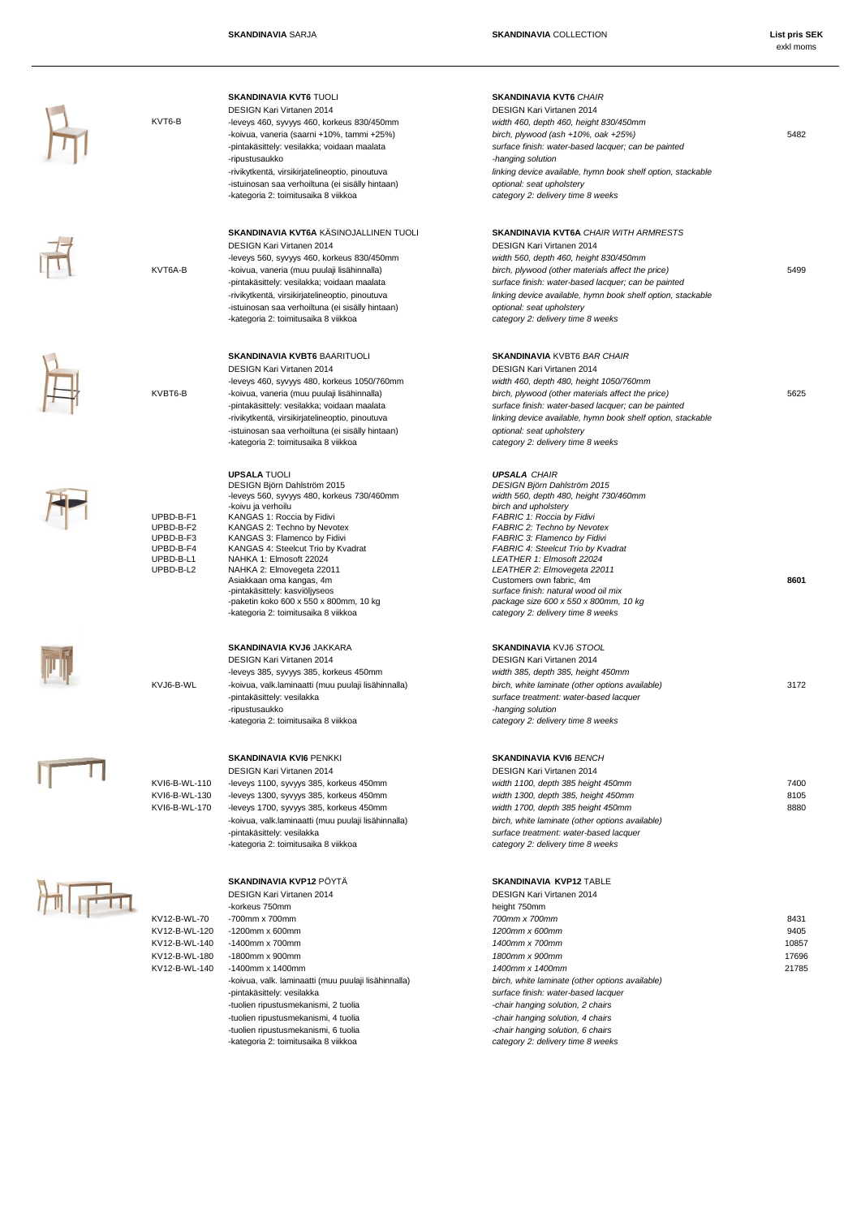| | **SKANDINAVIA** SARJA | **SKANDINAVIA** COLLECTION | **List pris SEK** exkl moms |
|---|---|---|---|
| KVT6-B | **SKANDINAVIA KVT6** TUOLI<br>DESIGN Kari Virtanen 2014<br>-leveys 460, syvyys 460, korkeus 830/450mm<br>-koivua, vaneria (saarni +10%, tammi +25%)<br>-pintakäsittely: vesilakka; voidaan maalata<br>-ripustusaukko<br>-rivikytkentä, virsikirjatelineoptio, pinoutuva<br>-istuinosan saa verhoiltuna (ei sisälly hintaan)<br>-kategoria 2: toimitusaika 8 viikkoa | **SKANDINAVIA KVT6** *CHAIR*<br>DESIGN Kari Virtanen 2014<br>*width 460, depth 460, height 830/450mm*<br>*birch, plywood (ash +10%, oak +25%)*<br>*surface finish: water-based lacquer; can be painted*<br>*-hanging solution*<br>*linking device available, hymn book shelf option, stackable*<br>*optional: seat upholstery*<br>*category 2: delivery time 8 weeks* | 5482 |
| KVT6A-B | **SKANDINAVIA KVT6A** KÄSINOJALLINEN TUOLI<br>DESIGN Kari Virtanen 2014<br>-leveys 560, syvyys 460, korkeus 830/450mm<br>-koivua, vaneria (muu puulaji lisähinnalla)<br>-pintakäsittely: vesilakka; voidaan maalata<br>-rivikytkentä, virsikirjatelineoptio, pinoutuva<br>-istuinosan saa verhoiltuna (ei sisälly hintaan)<br>-kategoria 2: toimitusaika 8 viikkoa | **SKANDINAVIA KVT6A** *CHAIR WITH ARMRESTS*<br>DESIGN Kari Virtanen 2014<br>*width 560, depth 460, height 830/450mm*<br>*birch, plywood (other materials affect the price)*<br>*surface finish: water-based lacquer; can be painted*<br>*linking device available, hymn book shelf option, stackable*<br>*optional: seat upholstery*<br>*category 2: delivery time 8 weeks* | 5499 |
| KVBT6-B | **SKANDINAVIA KVBT6** BAARITUOLI<br>DESIGN Kari Virtanen 2014<br>-leveys 460, syvyys 480, korkeus 1050/760mm<br>-koivua, vaneria (muu puulaji lisähinnalla)<br>-pintakäsittely: vesilakka; voidaan maalata<br>-rivikytkentä, virsikirjatelineoptio, pinoutuva<br>-istuinosan saa verhoiltuna (ei sisälly hintaan)<br>-kategoria 2: toimitusaika 8 viikkoa | **SKANDINAVIA** KVBT6 *BAR CHAIR*<br>DESIGN Kari Virtanen 2014<br>*width 460, depth 480, height 1050/760mm*<br>*birch, plywood (other materials affect the price)*<br>*surface finish: water-based lacquer; can be painted*<br>*linking device available, hymn book shelf option, stackable*<br>*optional: seat upholstery*<br>*category 2: delivery time 8 weeks* | 5625 |
| UPBD-B-F1<br>UPBD-B-F2<br>UPBD-B-F3<br>UPBD-B-F4<br>UPBD-B-L1<br>UPBD-B-L2 | **UPSALA** TUOLI<br>DESIGN Björn Dahlström 2015<br>-leveys 560, syvyys 480, korkeus 730/460mm<br>-koivu ja verhoilu<br>KANGAS 1: Roccia by Fidivi<br>KANGAS 2: Techno by Nevotex<br>KANGAS 3: Flamenco by Fidivi<br>KANGAS 4: Steelcut Trio by Kvadrat<br>NAHKA 1: Elmosoft 22024<br>NAHKA 2: Elmovegeta 22011<br>Asiakkaan oma kangas, 4m<br>-pintakäsittely: kasviöljyseos<br>-paketin koko 600 x 550 x 800mm, 10 kg<br>-kategoria 2: toimitusaika 8 viikkoa | ***UPSALA*** *CHAIR*<br>*DESIGN Björn Dahlström 2015*<br>*width 560, depth 480, height 730/460mm*<br>*birch and upholstery*<br>*FABRIC 1: Roccia by Fidivi*<br>*FABRIC 2: Techno by Nevotex*<br>*FABRIC 3: Flamenco by Fidivi*<br>*FABRIC 4: Steelcut Trio by Kvadrat*<br>*LEATHER 1: Elmosoft 22024*<br>*LEATHER 2: Elmovegeta 22011*<br>Customers own fabric, 4m<br>*surface finish: natural wood oil mix*<br>*package size 600 x 550 x 800mm, 10 kg*<br>*category 2: delivery time 8 weeks* | **8601** |
| KVJ6-B-WL | **SKANDINAVIA KVJ6** JAKKARA<br>DESIGN Kari Virtanen 2014<br>-leveys 385, syvyys 385, korkeus 450mm<br>-koivua, valk.laminaatti (muu puulaji lisähinnalla)<br>-pintakäsittely: vesilakka<br>-ripustusaukko<br>-kategoria 2: toimitusaika 8 viikkoa | **SKANDINAVIA** KVJ6 *STOOL*<br>DESIGN Kari Virtanen 2014<br>*width 385, depth 385, height 450mm*<br>*birch, white laminate (other options available)*<br>*surface treatment: water-based lacquer*<br>*-hanging solution*<br>*category 2: delivery time 8 weeks* | 3172 |
| KVI6-B-WL-110<br>KVI6-B-WL-130<br>KVI6-B-WL-170 | **SKANDINAVIA KVI6** PENKKI<br>DESIGN Kari Virtanen 2014<br>-leveys 1100, syvyys 385, korkeus 450mm<br>-leveys 1300, syvyys 385, korkeus 450mm<br>-leveys 1700, syvyys 385, korkeus 450mm<br>-koivua, valk.laminaatti (muu puulaji lisähinnalla)<br>-pintakäsittely: vesilakka<br>-kategoria 2: toimitusaika 8 viikkoa | **SKANDINAVIA KVI6** *BENCH*<br>DESIGN Kari Virtanen 2014<br>*width 1100, depth 385 height 450mm*<br>*width 1300, depth 385 height 450mm*<br>*width 1700, depth 385 height 450mm*<br>*birch, white laminate (other options available)*<br>*surface treatment: water-based lacquer*<br>*category 2: delivery time 8 weeks* | 7400<br>8105<br>8880 |
| KV12-B-WL-70<br>KV12-B-WL-120<br>KV12-B-WL-140<br>KV12-B-WL-180<br>KV12-B-WL-140 | **SKANDINAVIA KVP12** PÖYTÄ<br>DESIGN Kari Virtanen 2014<br>-korkeus 750mm<br>-700mm x 700mm<br>-1200mm x 600mm<br>-1400mm x 700mm<br>-1800mm x 900mm<br>-1400mm x 1400mm<br>-koivua, valk. laminaatti (muu puulaji lisähinnalla)<br>-pintakäsittely: vesilakka<br>-tuolien ripustusmekanismi, 2 tuolia<br>-tuolien ripustusmekanismi, 4 tuolia<br>-tuolien ripustusmekanismi, 6 tuolia<br>-kategoria 2: toimitusaika 8 viikkoa | **SKANDINAVIA KVP12** TABLE<br>DESIGN Kari Virtanen 2014<br>height 750mm<br>*700mm x 700mm*<br>*1200mm x 600mm*<br>*1400mm x 700mm*<br>*1800mm x 900mm*<br>*1400mm x 1400mm*<br>*birch, white laminate (other options available)*<br>*surface finish: water-based lacquer*<br>*-chair hanging solution, 2 chairs*<br>*-chair hanging solution, 4 chairs*<br>*-chair hanging solution, 6 chairs*<br>*category 2: delivery time 8 weeks* | 8431<br>9405<br>10857<br>17696<br>21785 |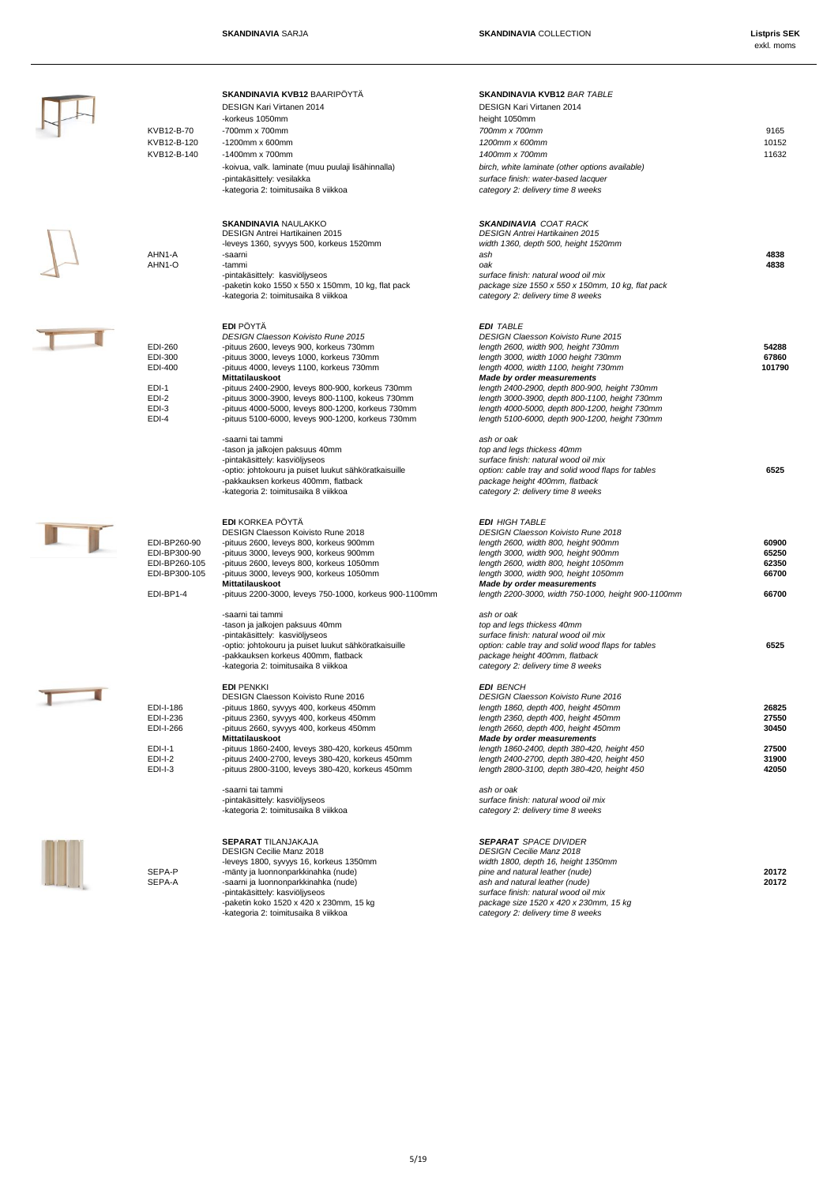| | SKANDINAVIA SARJA | SKANDINAVIA COLLECTION | Listpris SEK exkl. moms |
|---|---|---|---|
| | **SKANDINAVIA KVB12** BAARIPÖYTÄ | **SKANDINAVIA KVB12** *BAR TABLE* | |
| | DESIGN Kari Virtanen 2014 | DESIGN Kari Virtanen 2014 | |
| | -korkeus 1050mm | height 1050mm | |
| KVB12-B-70 | -700mm x 700mm | *700mm x 700mm* | 9165 |
| KVB12-B-120 | -1200mm x 600mm | *1200mm x 600mm* | 10152 |
| KVB12-B-140 | -1400mm x 700mm | *1400mm x 700mm* | 11632 |
| | -koivua, valk. laminate (muu puulaji lisähinnalla) | *birch, white laminate (other options available)* | |
| | -pintakäsittely: vesilakka | *surface finish: water-based lacquer* | |
| | -kategoria 2: toimitusaika 8 viikkoa | *category 2: delivery time 8 weeks* | |
| | **SKANDINAVIA** NAULAKKO | ***SKANDINAVIA** COAT RACK* | |
| | DESIGN Antrei Hartikainen 2015 | *DESIGN Antrei Hartikainen 2015* | |
| | -leveys 1360, syvyys 500, korkeus 1520mm | *width 1360, depth 500, height 1520mm* | |
| AHN1-A | -saarni | *ash* | **4838** |
| AHN1-O | -tammi | *oak* | **4838** |
| | -pintakäsittely: kasviöljyseos | *surface finish: natural wood oil mix* | |
| | -paketin koko 1550 x 550 x 150mm, 10 kg, flat pack | *package size 1550 x 550 x 150mm, 10 kg, flat pack* | |
| | -kategoria 2: toimitusaika 8 viikkoa | *category 2: delivery time 8 weeks* | |
| | **EDI** PÖYTÄ | ***EDI** TABLE* | |
| | *DESIGN Claesson Koivisto Rune 2015* | *DESIGN Claesson Koivisto Rune 2015* | |
| EDI-260 | -pituus 2600, leveys 900, korkeus 730mm | *length 2600, width 900, height 730mm* | **54288** |
| EDI-300 | -pituus 3000, leveys 1000, korkeus 730mm | *length 3000, width 1000 height 730mm* | **67860** |
| EDI-400 | -pituus 4000, leveys 1100, korkeus 730mm | *length 4000, width 1100, height 730mm* | **101790** |
| | **Mittatilauskoot** | ***Made by order measurements*** | |
| EDI-1 | -pituus 2400-2900, leveys 800-900, korkeus 730mm | *length 2400-2900, depth 800-900, height 730mm* | |
| EDI-2 | -pituus 3000-3900, leveys 800-1100, kokeus 730mm | *length 3000-3900, depth 800-1100, height 730mm* | |
| EDI-3 | -pituus 4000-5000, leveys 800-1200, korkeus 730mm | *length 4000-5000, depth 800-1200, height 730mm* | |
| EDI-4 | -pituus 5100-6000, leveys 900-1200, korkeus 730mm | *length 5100-6000, depth 900-1200, height 730mm* | |
| | -saarni tai tammi | *ash or oak* | |
| | -tason ja jalkojen paksuus 40mm | *top and legs thickess 40mm* | |
| | -pintakäsittely: kasviöljyseos | *surface finish: natural wood oil mix* | |
| | -optio: johtokouru ja puiset luukut sähköratkaisuille | *option: cable tray and solid wood flaps for tables* | **6525** |
| | -pakkauksen korkeus 400mm, flatback | *package height 400mm, flatback* | |
| | -kategoria 2: toimitusaika 8 viikkoa | *category 2: delivery time 8 weeks* | |
| | **EDI** KORKEA PÖYTÄ | ***EDI** HIGH TABLE* | |
| | DESIGN Claesson Koivisto Rune 2018 | *DESIGN Claesson Koivisto Rune 2018* | |
| EDI-BP260-90 | -pituus 2600, leveys 800, korkeus 900mm | *length 2600, width 800, height 900mm* | **60900** |
| EDI-BP300-90 | -pituus 3000, leveys 900, korkeus 900mm | *length 3000, width 900, height 900mm* | **65250** |
| EDI-BP260-105 | -pituus 2600, leveys 800, korkeus 1050mm | *length 2600, width 800, height 1050mm* | **62350** |
| EDI-BP300-105 | -pituus 3000, leveys 900, korkeus 1050mm | *length 3000, width 900, height 1050mm* | **66700** |
| | **Mittatilauskoot** | ***Made by order measurements*** | |
| EDI-BP1-4 | -pituus 2200-3000, leveys 750-1000, korkeus 900-1100mm | *length 2200-3000, width 750-1000, height 900-1100mm* | **66700** |
| | -saarni tai tammi | *ash or oak* | |
| | -tason ja jalkojen paksuus 40mm | *top and legs thickess 40mm* | |
| | -pintakäsittely: kasviöljyseos | *surface finish: natural wood oil mix* | |
| | -optio: johtokouru ja puiset luukut sähköratkaisuille | *option: cable tray and solid wood flaps for tables* | **6525** |
| | -pakkauksen korkeus 400mm, flatback | *package height 400mm, flatback* | |
| | -kategoria 2: toimitusaika 8 viikkoa | *category 2: delivery time 8 weeks* | |
| | **EDI** PENKKI | ***EDI** BENCH* | |
| | DESIGN Claesson Koivisto Rune 2016 | *DESIGN Claesson Koivisto Rune 2016* | |
| EDI-I-186 | -pituus 1860, syvyys 400, korkeus 450mm | *length 1860, depth 400, height 450mm* | **26825** |
| EDI-I-236 | -pituus 2360, syvyys 400, korkeus 450mm | *length 2360, depth 400, height 450mm* | **27550** |
| EDI-I-266 | -pituus 2660, syvyys 400, korkeus 450mm | *length 2660, depth 400, height 450mm* | **30450** |
| | **Mittatilauskoot** | ***Made by order measurements*** | |
| EDI-I-1 | -pituus 1860-2400, leveys 380-420, korkeus 450mm | *length 1860-2400, depth 380-420, height 450* | **27500** |
| EDI-I-2 | -pituus 2400-2700, leveys 380-420, korkeus 450mm | *length 2400-2700, depth 380-420, height 450* | **31900** |
| EDI-I-3 | -pituus 2800-3100, leveys 380-420, korkeus 450mm | *length 2800-3100, depth 380-420, height 450* | **42050** |
| | -saarni tai tammi | *ash or oak* | |
| | -pintakäsittely: kasviöljyseos | *surface finish: natural wood oil mix* | |
| | -kategoria 2: toimitusaika 8 viikkoa | *category 2: delivery time 8 weeks* | |
| | **SEPARAT** TILANJAKAJA | ***SEPARAT** SPACE DIVIDER* | |
| | DESIGN Cecilie Manz 2018 | *DESIGN Cecilie Manz 2018* | |
| | -leveys 1800, syvyys 16, korkeus 1350mm | *width 1800, depth 16, height 1350mm* | |
| SEPA-P | -mänty ja luonnonparkkinahka (nude) | *pine and natural leather (nude)* | **20172** |
| SEPA-A | -saarni ja luonnonparkkinahka (nude) | *ash and natural leather (nude)* | **20172** |
| | -pintakäsittely: kasviöljyseos | *surface finish: natural wood oil mix* | |
| | -paketin koko 1520 x 420 x 230mm, 15 kg | *package size 1520 x 420 x 230mm, 15 kg* | |
| | -kategoria 2: toimitusaika 8 viikkoa | *category 2: delivery time 8 weeks* | |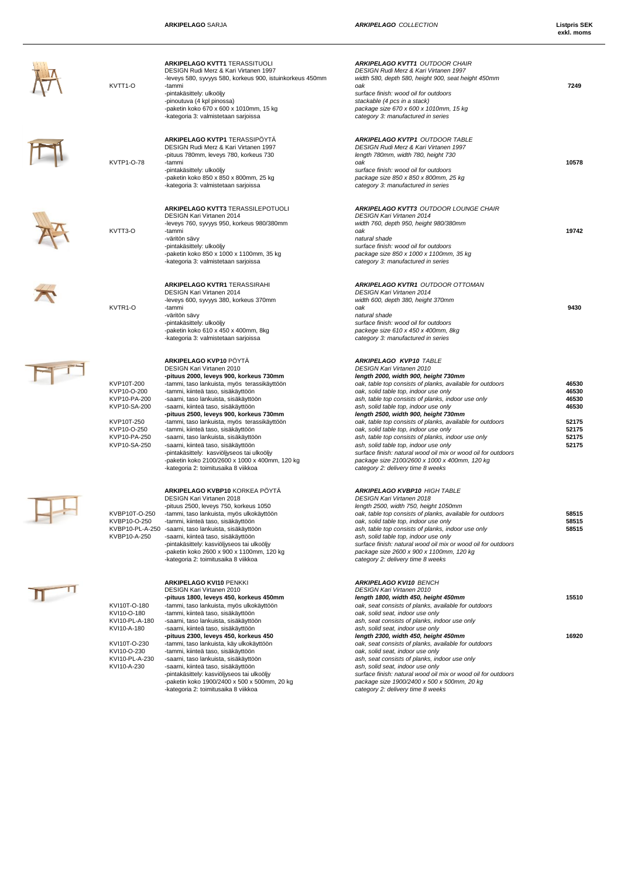**ARKIPELAGO** SARJA | ***ARKIPELAGO*** *COLLECTION* | **Listpris SEK exkl. moms**

| Code | Finnish | English | Price |
|---|---|---|---|
| KVTT1-O | **ARKIPELAGO KVTT1** TERASSITUOLI<br>DESIGN Rudi Merz & Kari Virtanen 1997<br>-leveys 580, syvyys 580, korkeus 900, istuinkorkeus 450mm<br>-tammi<br>-pintakäsittely: ulkoöljy<br>-pinoutuva (4 kpl pinossa)<br>-paketin koko 670 x 600 x 1010mm, 15 kg<br>-kategoria 3: valmistetaan sarjoissa | ***ARKIPELAGO KVTT1*** *OUTDOOR CHAIR*<br>*DESIGN Rudi Merz & Kari Virtanen 1997*<br>*width 580, depth 580, height 900, seat height 450mm*<br>*oak*<br>*surface finish: wood oil for outdoors*<br>*stackable (4 pcs in a stack)*<br>*package size 670 x 600 x 1010mm, 15 kg*<br>*category 3: manufactured in series* | **7249** |
| KVTP1-O-78 | **ARKIPELAGO KVTP1** TERASSIPÖYTÄ<br>DESIGN Rudi Merz & Kari Virtanen 1997<br>-pituus 780mm, leveys 780, korkeus 730<br>-tammi<br>-pintakäsittely: ulkoöljy<br>-paketin koko 850 x 850 x 800mm, 25 kg<br>-kategoria 3: valmistetaan sarjoissa | ***ARKIPELAGO KVTP1*** *OUTDOOR TABLE*<br>*DESIGN Rudi Merz & Kari Virtanen 1997*<br>*length 780mm, width 780, height 730*<br>*oak*<br>*surface finish: wood oil for outdoors*<br>*package size 850 x 850 x 800mm, 25 kg*<br>*category 3: manufactured in series* | **10578** |
| KVTT3-O | **ARKIPELAGO KVTT3** TERASSILEPOTUOLI<br>DESIGN Kari Virtanen 2014<br>-leveys 760, syvyys 950, korkeus 980/380mm<br>-tammi<br>-väritön sävy<br>-pintakäsittely: ulkoöljy<br>-paketin koko 850 x 1000 x 1100mm, 35 kg<br>-kategoria 3: valmistetaan sarjoissa | ***ARKIPELAGO KVTT3*** *OUTDOOR LOUNGE CHAIR*<br>*DESIGN Kari Virtanen 2014*<br>*width 760, depth 950, height 980/380mm*<br>*oak*<br>*natural shade*<br>*surface finish: wood oil for outdoors*<br>*package size 850 x 1000 x 1100mm, 35 kg*<br>*category 3: manufactured in series* | **19742** |
| KVTR1-O | **ARKIPELAGO KVTR1** TERASSIRAHI<br>DESIGN Kari Virtanen 2014<br>-leveys 600, syvyys 380, korkeus 370mm<br>-tammi<br>-väritön sävy<br>-pintakäsittely: ulkoöljy<br>-paketin koko 610 x 450 x 400mm, 8kg<br>-kategoria 3: valmistetaan sarjoissa | ***ARKIPELAGO KVTR1*** *OUTDOOR OTTOMAN*<br>*DESIGN Kari Virtanen 2014*<br>*width 600, depth 380, height 370mm*<br>*oak*<br>*natural shade*<br>*surface finish: wood oil for outdoors*<br>*packege size 610 x 450 x 400mm, 8kg*<br>*category 3: manufactured in series* | **9430** |

**ARKIPELAGO KVP10** PÖYTÄ / ***ARKIPELAGO KVP10*** *TABLE*
DESIGN Kari Virtanen 2010 / *DESIGN Kari Virtanen 2010*

| Code | Finnish | English | Price |
|---|---|---|---|
| | **-pituus 2000, leveys 900, korkeus 730mm** | ***length 2000, width 900, height 730mm*** | |
| KVP10T-200 | -tammi, taso lankuista, myös terassikäyttöön | *oak, table top consists of planks, available for outdoors* | **46530** |
| KVP10-O-200 | -tammi, kiinteä taso, sisäkäyttöön | *oak, solid table top, indoor use only* | **46530** |
| KVP10-PA-200 | -saarni, taso lankuista, sisäkäyttöön | *ash, table top consists of planks, indoor use only* | **46530** |
| KVP10-SA-200 | -saarni, kiinteä taso, sisäkäyttöön | *ash, solid table top, indoor use only* | **46530** |
| | **-pituus 2500, leveys 900, korkeus 730mm** | ***length 2500, width 900, height 730mm*** | |
| KVP10T-250 | -tammi, taso lankuista, myös terassikäyttöön | *oak, table top consists of planks, available for outdoors* | **52175** |
| KVP10-O-250 | -tammi, kiinteä taso, sisäkäyttöön | *oak, solid table top, indoor use only* | **52175** |
| KVP10-PA-250 | -saarni, taso lankuista, sisäkäyttöön | *ash, table top consists of planks, indoor use only* | **52175** |
| KVP10-SA-250 | -saarni, kiinteä taso, sisäkäyttöön | *ash, solid table top, indoor use only* | **52175** |
| | -pintakäsittely: kasviöljyseos tai ulkoöljy | *surface finish: natural wood oil mix or wood oil for outdoors* | |
| | -paketin koko 2100/2600 x 1000 x 400mm, 120 kg | *package size 2100/2600 x 1000 x 400mm, 120 kg* | |
| | -kategoria 2: toimitusaika 8 viikkoa | *category 2: delivery time 8 weeks* | |

**ARKIPELAGO KVBP10** KORKEA PÖYTÄ / ***ARKIPELAGO KVBP10*** *HIGH TABLE*
DESIGN Kari Virtanen 2018 / *DESIGN Kari Virtanen 2018*

| Code | Finnish | English | Price |
|---|---|---|---|
| | -pituus 2500, leveys 750, korkeus 1050 | *length 2500, width 750, height 1050mm* | |
| KVBP10T-O-250 | -tammi, taso lankuista, myös ulkokäyttöön | *oak, table top consists of planks, available for outdoors* | **58515** |
| KVBP10-O-250 | -tammi, kiinteä taso, sisäkäyttöön | *oak, solid table top, indoor use only* | **58515** |
| KVBP10-PL-A-250 | -saarni, taso lankuista, sisäkäyttöön | *ash, table top consists of planks, indoor use only* | **58515** |
| KVBP10-A-250 | -saarni, kiinteä taso, sisäkäyttöön | *ash, solid table top, indoor use only* | |
| | -pintakäsittely: kasviöljyseos tai ulkoöljy | *surface finish: natural wood oil mix or wood oil for outdoors* | |
| | -paketin koko 2600 x 900 x 1100mm, 120 kg | *package size 2600 x 900 x 1100mm, 120 kg* | |
| | -kategoria 2: toimitusaika 8 viikkoa | *category 2: delivery time 8 weeks* | |

**ARKIPELAGO KVI10** PENKKI / ***ARKIPELAGO KVI10*** *BENCH*
DESIGN Kari Virtanen 2010 / *DESIGN Kari Virtanen 2010*

| Code | Finnish | English | Price |
|---|---|---|---|
| | **-pituus 1800, leveys 450, korkeus 450mm** | ***length 1800, width 450, height 450mm*** | **15510** |
| KVI10T-O-180 | -tammi, taso lankuista, myös ulkokäyttöön | *oak, seat consists of planks, available for outdoors* | |
| KVI10-O-180 | -tammi, kiinteä taso, sisäkäyttöön | *oak, solid seat, indoor use only* | |
| KVI10-PL-A-180 | -saarni, taso lankuista, sisäkäyttöön | *ash, seat consists of planks, indoor use only* | |
| KVI10-A-180 | -saarni, kiinteä taso, sisäkäyttöön | *ash, solid seat, indoor use only* | |
| | **-pituus 2300, leveys 450, korkeus 450** | ***length 2300, width 450, height 450mm*** | **16920** |
| KVI10T-O-230 | -tammi, taso lankuista, käy ulkokäyttöön | *oak, seat consists of planks, available for outdoors* | |
| KVI10-O-230 | -tammi, kiinteä taso, sisäkäyttöön | *oak, solid seat, indoor use only* | |
| KVI10-PL-A-230 | -saarni, taso lankuista, sisäkäyttöön | *ash, seat consists of planks, indoor use only* | |
| KVI10-A-230 | -saarni, kiinteä taso, sisäkäyttöön | *ash, solid seat, indoor use only* | |
| | -pintakäsittely: kasviöljyseos tai ulkoöljy | *surface finish: natural wood oil mix or wood oil for outdoors* | |
| | -paketin koko 1900/2400 x 500 x 500mm, 20 kg | *package size 1900/2400 x 500 x 500mm, 20 kg* | |
| | -kategoria 2: toimitusaika 8 viikkoa | *category 2: delivery time 8 weeks* | |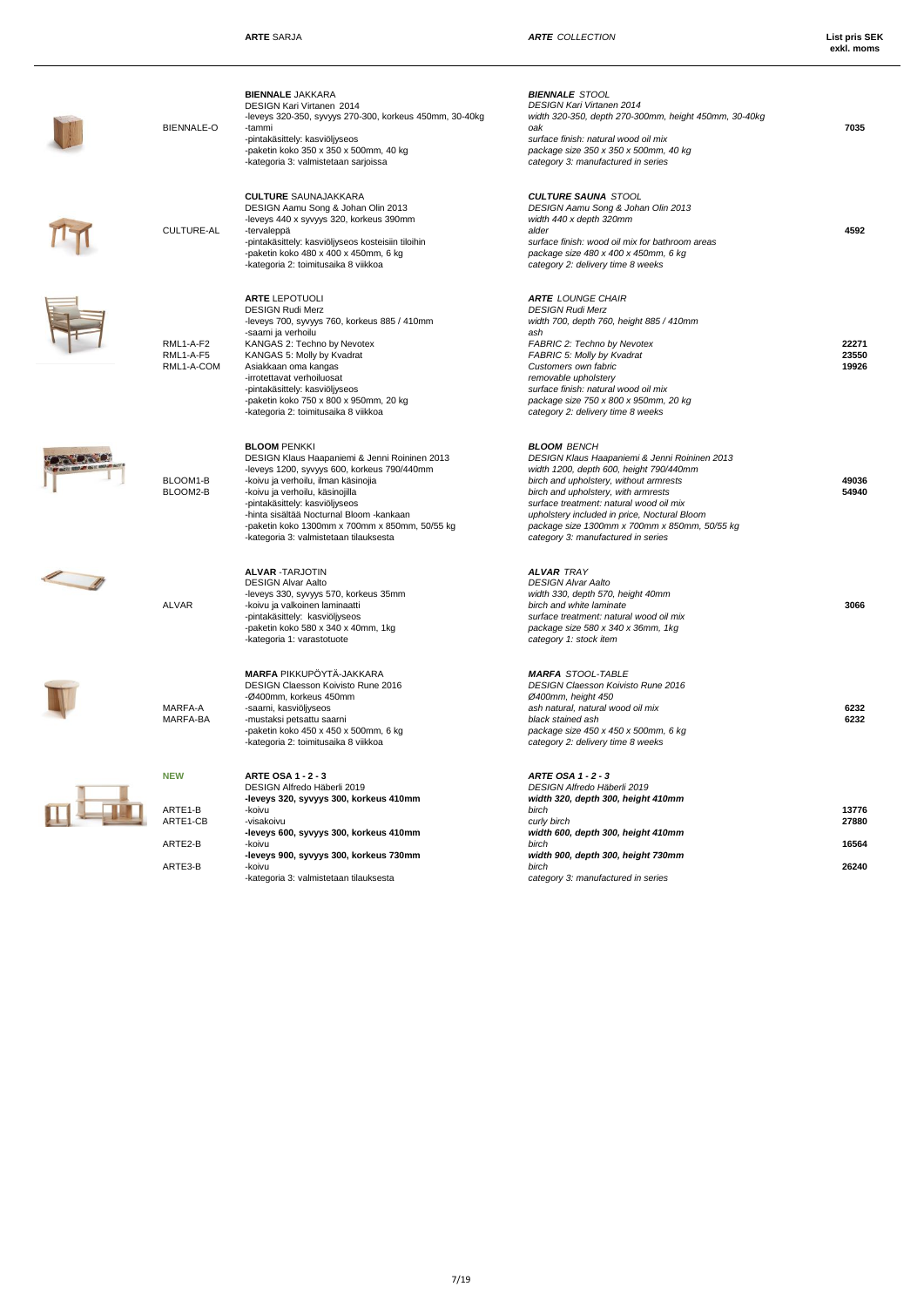| | **ARTE** SARJA | ***ARTE*** *COLLECTION* | **List pris SEK exkl. moms** |
|---|---|---|---|
| BIENNALE-O | **BIENNALE** JAKKARA<br>DESIGN Kari Virtanen 2014<br>-leveys 320-350, syvyys 270-300, korkeus 450mm, 30-40kg<br>-tammi<br>-pintakäsittely: kasviöljyseos<br>-paketin koko 350 x 350 x 500mm, 40 kg<br>-kategoria 3: valmistetaan sarjoissa | ***BIENNALE*** *STOOL*<br>*DESIGN Kari Virtanen 2014*<br>*width 320-350, depth 270-300mm, height 450mm, 30-40kg*<br>*oak*<br>*surface finish: natural wood oil mix*<br>*package size 350 x 350 x 500mm, 40 kg*<br>*category 3: manufactured in series* | 7035 |
| CULTURE-AL | **CULTURE** SAUNAJAKKARA<br>DESIGN Aamu Song & Johan Olin 2013<br>-leveys 440 x syvyys 320, korkeus 390mm<br>-tervaleppä<br>-pintakäsittely: kasviöljyseos kosteisiin tiloihin<br>-paketin koko 480 x 400 x 450mm, 6 kg<br>-kategoria 2: toimitusaika 8 viikkoa | ***CULTURE SAUNA*** *STOOL*<br>*DESIGN Aamu Song & Johan Olin 2013*<br>*width 440 x depth 320mm*<br>*alder*<br>*surface finish: wood oil mix for bathroom areas*<br>*package size 480 x 400 x 450mm, 6 kg*<br>*category 2: delivery time 8 weeks* | 4592 |
| RML1-A-F2<br>RML1-A-F5<br>RML1-A-COM | **ARTE** LEPOTUOLI<br>DESIGN Rudi Merz<br>-leveys 700, syvyys 760, korkeus 885 / 410mm<br>-saarni ja verhoilu<br>KANGAS 2: Techno by Nevotex<br>KANGAS 5: Molly by Kvadrat<br>Asiakkaan oma kangas<br>-irrotettavat verhoiluosat<br>-pintakäsittely: kasviöljyseos<br>-paketin koko 750 x 800 x 950mm, 20 kg<br>-kategoria 2: toimitusaika 8 viikkoa | ***ARTE*** *LOUNGE CHAIR*<br>*DESIGN Rudi Merz*<br>*width 700, depth 760, height 885 / 410mm*<br>*ash*<br>*FABRIC 2: Techno by Nevotex*<br>*FABRIC 5: Molly by Kvadrat*<br>*Customers own fabric*<br>*removable upholstery*<br>*surface finish: natural wood oil mix*<br>*package size 750 x 800 x 950mm, 20 kg*<br>*category 2: delivery time 8 weeks* | 22271<br>23550<br>19926 |
| BLOOM1-B<br>BLOOM2-B | **BLOOM** PENKKI<br>DESIGN Klaus Haapaniemi & Jenni Roininen 2013<br>-leveys 1200, syvyys 600, korkeus 790/440mm<br>-koivu ja verhoilu, ilman käsinojia<br>-koivu ja verhoilu, käsinojilla<br>-pintakäsittely: kasviöljyseos<br>-hinta sisältää Nocturnal Bloom -kankaan<br>-paketin koko 1300mm x 700mm x 850mm, 50/55 kg<br>-kategoria 3: valmistetaan tilauksesta | ***BLOOM*** *BENCH*<br>*DESIGN Klaus Haapaniemi & Jenni Roininen 2013*<br>*width 1200, depth 600, height 790/440mm*<br>*birch and upholstery, without armrests*<br>*birch and upholstery, with armrests*<br>*surface treatment: natural wood oil mix*<br>*upholstery included in price, Noctural Bloom*<br>*package size 1300mm x 700mm x 850mm, 50/55 kg*<br>*category 3: manufactured in series* | 49036<br>54940 |
| ALVAR | **ALVAR** -TARJOTIN<br>DESIGN Alvar Aalto<br>-leveys 330, syvyys 570, korkeus 35mm<br>-koivu ja valkoinen laminaatti<br>-pintakäsittely: kasviöljyseos<br>-paketin koko 580 x 340 x 40mm, 1kg<br>-kategoria 1: varastotuote | ***ALVAR*** *TRAY*<br>*DESIGN Alvar Aalto*<br>*width 330, depth 570, height 40mm*<br>*birch and white laminate*<br>*surface treatment: natural wood oil mix*<br>*package size 580 x 340 x 36mm, 1kg*<br>*category 1: stock item* | 3066 |
| MARFA-A<br>MARFA-BA | **MARFA** PIKKUPÖYTÄ-JAKKARA<br>DESIGN Claesson Koivisto Rune 2016<br>-Ø400mm, korkeus 450mm<br>-saarni, kasviöljyseos<br>-mustaksi petsattu saarni<br>-paketin koko 450 x 450 x 500mm, 6 kg<br>-kategoria 2: toimitusaika 8 viikkoa | ***MARFA*** *STOOL-TABLE*<br>*DESIGN Claesson Koivisto Rune 2016*<br>*Ø400mm, height 450*<br>*ash natural, natural wood oil mix*<br>*black stained ash*<br>*package size 450 x 450 x 500mm, 6 kg*<br>*category 2: delivery time 8 weeks* | 6232<br>6232 |
| **NEW**<br>ARTE1-B<br>ARTE1-CB<br>ARTE2-B<br>ARTE3-B | **ARTE OSA 1 - 2 - 3**<br>DESIGN Alfredo Häberli 2019<br>**-leveys 320, syvyys 300, korkeus 410mm**<br>-koivu<br>-visakoivu<br>**-leveys 600, syvyys 300, korkeus 410mm**<br>-koivu<br>**-leveys 900, syvyys 300, korkeus 730mm**<br>-koivu<br>-kategoria 3: valmistetaan tilauksesta | ***ARTE OSA 1 - 2 - 3***<br>*DESIGN Alfredo Häberli 2019*<br>***width 320, depth 300, height 410mm***<br>*birch*<br>*curly birch*<br>***width 600, depth 300, height 410mm***<br>*birch*<br>***width 900, depth 300, height 730mm***<br>*birch*<br>*category 3: manufactured in series* | 13776<br>27880<br>16564<br>26240 |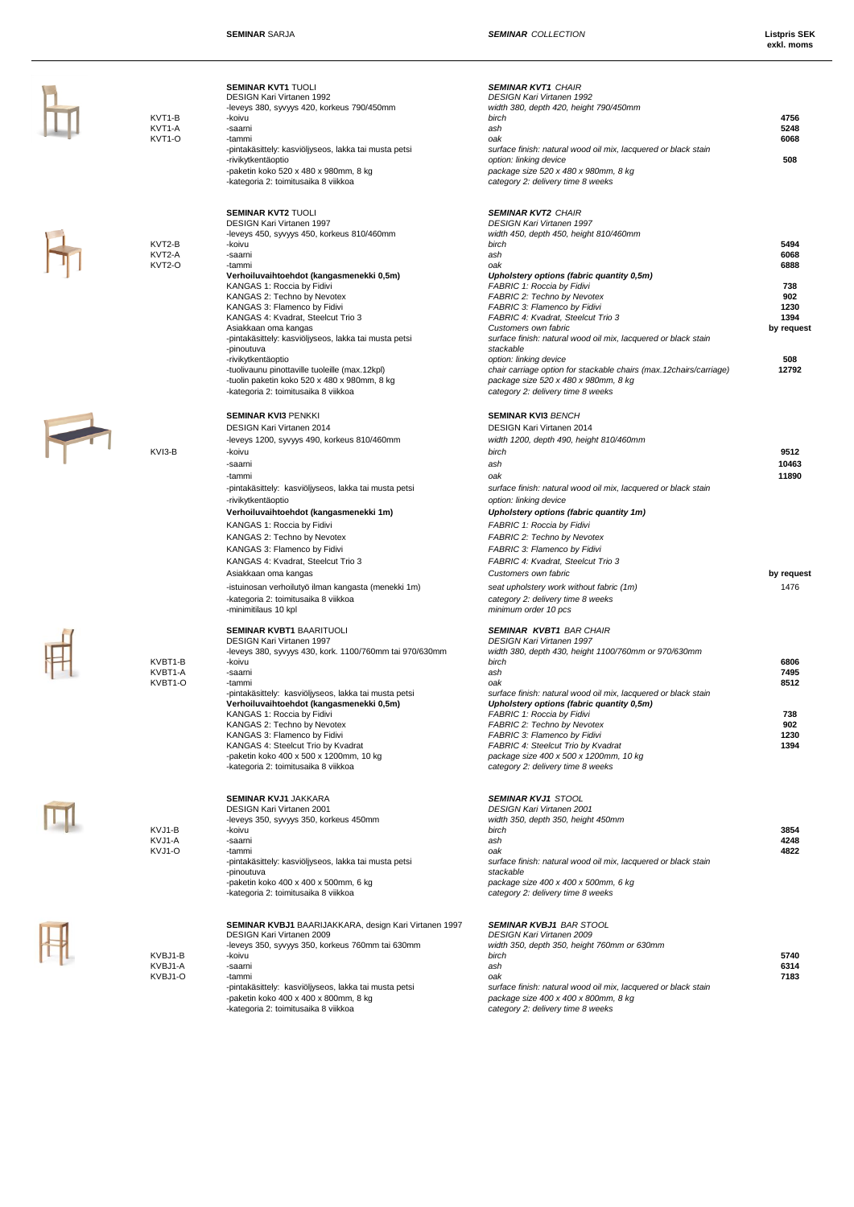**SEMINAR** SARJA | ***SEMINAR*** *COLLECTION* | **Listpris SEK exkl. moms**

| Code | Finnish | English | Price |
|---|---|---|---|
| | **SEMINAR KVT1** TUOLI | ***SEMINAR KVT1*** *CHAIR* | |
| | DESIGN Kari Virtanen 1992 | *DESIGN Kari Virtanen 1992* | |
| | -leveys 380, syvyys 420, korkeus 790/450mm | *width 380, depth 420, height 790/450mm* | |
| KVT1-B | -koivu | *birch* | **4756** |
| KVT1-A | -saarni | *ash* | **5248** |
| KVT1-O | -tammi | *oak* | **6068** |
| | -pintakäsittely: kasviöljyseos, lakka tai musta petsi | *surface finish: natural wood oil mix, lacquered or black stain* | |
| | -rivikytkentäoptio | *option: linking device* | **508** |
| | -paketin koko 520 x 480 x 980mm, 8 kg | *package size 520 x 480 x 980mm, 8 kg* | |
| | -kategoria 2: toimitusaika 8 viikkoa | *category 2: delivery time 8 weeks* | |
| | **SEMINAR KVT2** TUOLI | ***SEMINAR KVT2*** *CHAIR* | |
| | DESIGN Kari Virtanen 1997 | *DESIGN Kari Virtanen 1997* | |
| | -leveys 450, syvyys 450, korkeus 810/460mm | *width 450, depth 450, height 810/460mm* | |
| KVT2-B | -koivu | *birch* | **5494** |
| KVT2-A | -saarni | *ash* | **6068** |
| KVT2-O | -tammi | *oak* | **6888** |
| | **Verhoiluvaihtoehdot (kangasmenekki 0,5m)** | ***Upholstery options (fabric quantity 0,5m)*** | |
| | KANGAS 1: Roccia by Fidivi | *FABRIC 1: Roccia by Fidivi* | **738** |
| | KANGAS 2: Techno by Nevotex | *FABRIC 2: Techno by Nevotex* | **902** |
| | KANGAS 3: Flamenco by Fidivi | *FABRIC 3: Flamenco by Fidivi* | **1230** |
| | KANGAS 4: Kvadrat, Steelcut Trio 3 | *FABRIC 4: Kvadrat, Steelcut Trio 3* | **1394** |
| | Asiakkaan oma kangas | *Customers own fabric* | **by request** |
| | -pintakäsittely: kasviöljyseos, lakka tai musta petsi | *surface finish: natural wood oil mix, lacquered or black stain* | |
| | -pinoutuva | *stackable* | |
| | -rivikytkentäoptio | *option: linking device* | **508** |
| | -tuolivaunu pinottaville tuoleille (max.12kpl) | *chair carriage option for stackable chairs (max.12chairs/carriage)* | **12792** |
| | -tuolin paketin koko 520 x 480 x 980mm, 8 kg | *package size 520 x 480 x 980mm, 8 kg* | |
| | -kategoria 2: toimitusaika 8 viikkoa | *category 2: delivery time 8 weeks* | |
| | **SEMINAR KVI3** PENKKI | **SEMINAR KVI3** *BENCH* | |
| | DESIGN Kari Virtanen 2014 | DESIGN Kari Virtanen 2014 | |
| | -leveys 1200, syvyys 490, korkeus 810/460mm | *width 1200, depth 490, height 810/460mm* | |
| KVI3-B | -koivu | *birch* | **9512** |
| | -saarni | *ash* | **10463** |
| | -tammi | *oak* | **11890** |
| | -pintakäsittely: kasviöljyseos, lakka tai musta petsi | *surface finish: natural wood oil mix, lacquered or black stain* | |
| | -rivikytkentäoptio | *option: linking device* | |
| | **Verhoiluvaihtoehdot (kangasmenekki 1m)** | ***Upholstery options (fabric quantity 1m)*** | |
| | KANGAS 1: Roccia by Fidivi | *FABRIC 1: Roccia by Fidivi* | |
| | KANGAS 2: Techno by Nevotex | *FABRIC 2: Techno by Nevotex* | |
| | KANGAS 3: Flamenco by Fidivi | *FABRIC 3: Flamenco by Fidivi* | |
| | KANGAS 4: Kvadrat, Steelcut Trio 3 | *FABRIC 4: Kvadrat, Steelcut Trio 3* | |
| | Asiakkaan oma kangas | *Customers own fabric* | **by request** |
| | -istuinosan verhoilutyö ilman kangasta (menekki 1m) | *seat upholstery work without fabric (1m)* | 1476 |
| | -kategoria 2: toimitusaika 8 viikkoa | *category 2: delivery time 8 weeks* | |
| | -minimitilaus 10 kpl | *minimum order 10 pcs* | |
| | **SEMINAR KVBT1** BAARITUOLI | ***SEMINAR KVBT1*** *BAR CHAIR* | |
| | DESIGN Kari Virtanen 1997 | *DESIGN Kari Virtanen 1997* | |
| | -leveys 380, syvyys 430, kork. 1100/760mm tai 970/630mm | *width 380, depth 430, height 1100/760mm or 970/630mm* | |
| KVBT1-B | -koivu | *birch* | **6806** |
| KVBT1-A | -saarni | *ash* | **7495** |
| KVBT1-O | -tammi | *oak* | **8512** |
| | -pintakäsittely: kasviöljyseos, lakka tai musta petsi | *surface finish: natural wood oil mix, lacquered or black stain* | |
| | **Verhoiluvaihtoehdot (kangasmenekki 0,5m)** | ***Upholstery options (fabric quantity 0,5m)*** | |
| | KANGAS 1: Roccia by Fidivi | *FABRIC 1: Roccia by Fidivi* | **738** |
| | KANGAS 2: Techno by Nevotex | *FABRIC 2: Techno by Nevotex* | **902** |
| | KANGAS 3: Flamenco by Fidivi | *FABRIC 3: Flamenco by Fidivi* | **1230** |
| | KANGAS 4: Steelcut Trio by Kvadrat | *FABRIC 4: Steelcut Trio by Kvadrat* | **1394** |
| | -paketin koko 400 x 500 x 1200mm, 10 kg | *package size 400 x 500 x 1200mm, 10 kg* | |
| | -kategoria 2: toimitusaika 8 viikkoa | *category 2: delivery time 8 weeks* | |
| | **SEMINAR KVJ1** JAKKARA | ***SEMINAR KVJ1*** *STOOL* | |
| | DESIGN Kari Virtanen 2001 | *DESIGN Kari Virtanen 2001* | |
| | -leveys 350, syvyys 350, korkeus 450mm | *width 350, depth 350, height 450mm* | |
| KVJ1-B | -koivu | *birch* | **3854** |
| KVJ1-A | -saarni | *ash* | **4248** |
| KVJ1-O | -tammi | *oak* | **4822** |
| | -pintakäsittely: kasviöljyseos, lakka tai musta petsi | *surface finish: natural wood oil mix, lacquered or black stain* | |
| | -pinoutuva | *stackable* | |
| | -paketin koko 400 x 400 x 500mm, 6 kg | *package size 400 x 400 x 500mm, 6 kg* | |
| | -kategoria 2: toimitusaika 8 viikkoa | *category 2: delivery time 8 weeks* | |
| | **SEMINAR KVBJ1** BAARIJAKKARA, design Kari Virtanen 1997 | ***SEMINAR KVBJ1*** *BAR STOOL* | |
| | DESIGN Kari Virtanen 2009 | *DESIGN Kari Virtanen 2009* | |
| | -leveys 350, syvyys 350, korkeus 760mm tai 630mm | *width 350, depth 350, height 760mm or 630mm* | |
| KVBJ1-B | -koivu | *birch* | **5740** |
| KVBJ1-A | -saarni | *ash* | **6314** |
| KVBJ1-O | -tammi | *oak* | **7183** |
| | -pintakäsittely: kasviöljyseos, lakka tai musta petsi | *surface finish: natural wood oil mix, lacquered or black stain* | |
| | -paketin koko 400 x 400 x 800mm, 8 kg | *package size 400 x 400 x 800mm, 8 kg* | |
| | -kategoria 2: toimitusaika 8 viikkoa | *category 2: delivery time 8 weeks* | |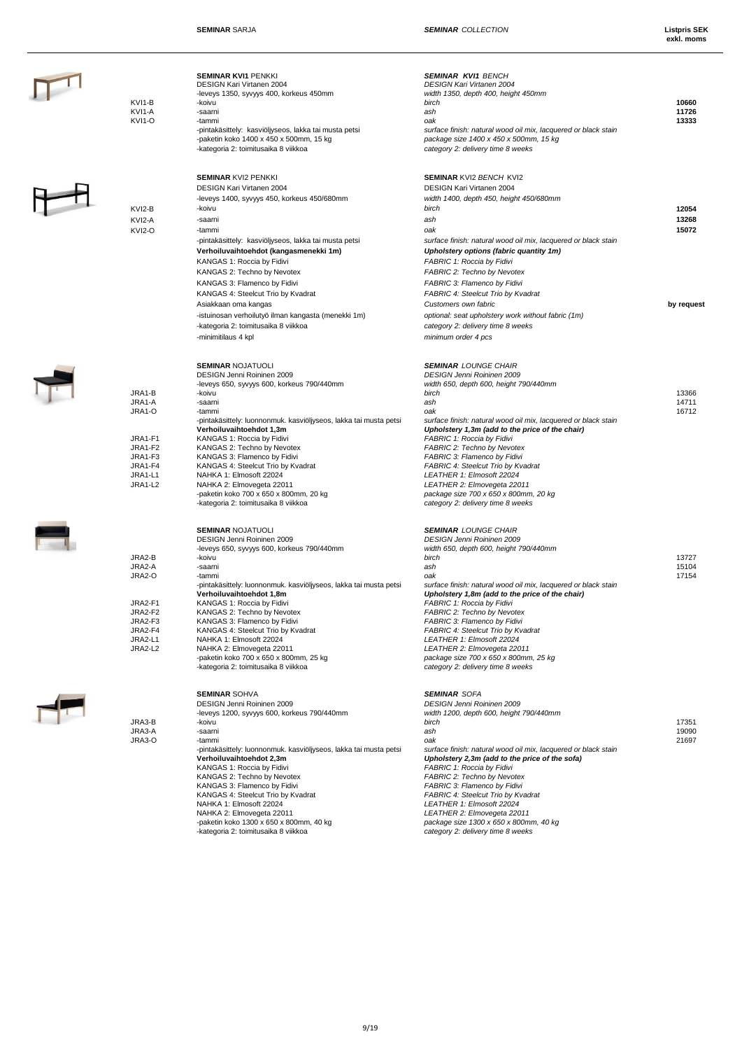| | **SEMINAR** SARJA | ***SEMINAR*** *COLLECTION* | **Listpris SEK exkl. moms** |
|---|---|---|---|
| | **SEMINAR KVI1** PENKKI | ***SEMINAR KVI1*** *BENCH* | |
| | DESIGN Kari Virtanen 2004 | *DESIGN Kari Virtanen 2004* | |
| | -leveys 1350, syvyys 400, korkeus 450mm | *width 1350, depth 400, height 450mm* | |
| KVI1-B | -koivu | *birch* | **10660** |
| KVI1-A | -saarni | *ash* | **11726** |
| KVI1-O | -tammi | *oak* | **13333** |
| | -pintakäsittely: kasviöljyseos, lakka tai musta petsi | *surface finish: natural wood oil mix, lacquered or black stain* | |
| | -paketin koko 1400 x 450 x 500mm, 15 kg | *package size 1400 x 450 x 500mm, 15 kg* | |
| | -kategoria 2: toimitusaika 8 viikkoa | *category 2: delivery time 8 weeks* | |
| | **SEMINAR** KVI2 PENKKI | **SEMINAR** *KVI2 BENCH* KVI2 | |
| | DESIGN Kari Virtanen 2004 | DESIGN Kari Virtanen 2004 | |
| | -leveys 1400, syvyys 450, korkeus 450/680mm | *width 1400, depth 450, height 450/680mm* | |
| KVI2-B | -koivu | *birch* | **12054** |
| KVI2-A | -saarni | *ash* | **13268** |
| KVI2-O | -tammi | *oak* | **15072** |
| | -pintakäsittely: kasviöljyseos, lakka tai musta petsi | *surface finish: natural wood oil mix, lacquered or black stain* | |
| | **Verhoiluvaihtoehdot (kangasmenekki 1m)** | ***Upholstery options (fabric quantity 1m)*** | |
| | KANGAS 1: Roccia by Fidivi | *FABRIC 1: Roccia by Fidivi* | |
| | KANGAS 2: Techno by Nevotex | *FABRIC 2: Techno by Nevotex* | |
| | KANGAS 3: Flamenco by Fidivi | *FABRIC 3: Flamenco by Fidivi* | |
| | KANGAS 4: Steelcut Trio by Kvadrat | *FABRIC 4: Steelcut Trio by Kvadrat* | |
| | Asiakkaan oma kangas | *Customers own fabric* | **by request** |
| | -istuinosan verhoilutyö ilman kangasta (menekki 1m) | *optional: seat upholstery work without fabric (1m)* | |
| | -kategoria 2: toimitusaika 8 viikkoa | *category 2: delivery time 8 weeks* | |
| | -minimitilaus 4 kpl | *minimum order 4 pcs* | |
| | **SEMINAR** NOJATUOLI | ***SEMINAR*** *LOUNGE CHAIR* | |
| | DESIGN Jenni Roininen 2009 | *DESIGN Jenni Roininen 2009* | |
| | -leveys 650, syvyys 600, korkeus 790/440mm | *width 650, depth 600, height 790/440mm* | |
| JRA1-B | -koivu | *birch* | 13366 |
| JRA1-A | -saarni | *ash* | 14711 |
| JRA1-O | -tammi | *oak* | 16712 |
| | -pintakäsittely: luonnonmuk. kasviöljyseos, lakka tai musta petsi | *surface finish: natural wood oil mix, lacquered or black stain* | |
| | **Verhoiluvaihtoehdot 1,3m** | ***Upholstery 1,3m (add to the price of the chair)*** | |
| JRA1-F1 | KANGAS 1: Roccia by Fidivi | *FABRIC 1: Roccia by Fidivi* | |
| JRA1-F2 | KANGAS 2: Techno by Nevotex | *FABRIC 2: Techno by Nevotex* | |
| JRA1-F3 | KANGAS 3: Flamenco by Fidivi | *FABRIC 3: Flamenco by Fidivi* | |
| JRA1-F4 | KANGAS 4: Steelcut Trio by Kvadrat | *FABRIC 4: Steelcut Trio by Kvadrat* | |
| JRA1-L1 | NAHKA 1: Elmosoft 22024 | *LEATHER 1: Elmosoft 22024* | |
| JRA1-L2 | NAHKA 2: Elmovegeta 22011 | *LEATHER 2: Elmovegeta 22011* | |
| | -paketin koko 700 x 650 x 800mm, 20 kg | *package size 700 x 650 x 800mm, 20 kg* | |
| | -kategoria 2: toimitusaika 8 viikkoa | *category 2: delivery time 8 weeks* | |
| | **SEMINAR** NOJATUOLI | ***SEMINAR*** *LOUNGE CHAIR* | |
| | DESIGN Jenni Roininen 2009 | *DESIGN Jenni Roininen 2009* | |
| | -leveys 650, syvyys 600, korkeus 790/440mm | *width 650, depth 600, height 790/440mm* | |
| JRA2-B | -koivu | *birch* | 13727 |
| JRA2-A | -saarni | *ash* | 15104 |
| JRA2-O | -tammi | *oak* | 17154 |
| | -pintakäsittely: luonnonmuk. kasviöljyseos, lakka tai musta petsi | *surface finish: natural wood oil mix, lacquered or black stain* | |
| | **Verhoiluvaihtoehdot 1,8m** | ***Upholstery 1,8m (add to the price of the chair)*** | |
| JRA2-F1 | KANGAS 1: Roccia by Fidivi | *FABRIC 1: Roccia by Fidivi* | |
| JRA2-F2 | KANGAS 2: Techno by Nevotex | *FABRIC 2: Techno by Nevotex* | |
| JRA2-F3 | KANGAS 3: Flamenco by Fidivi | *FABRIC 3: Flamenco by Fidivi* | |
| JRA2-F4 | KANGAS 4: Steelcut Trio by Kvadrat | *FABRIC 4: Steelcut Trio by Kvadrat* | |
| JRA2-L1 | NAHKA 1: Elmosoft 22024 | *LEATHER 1: Elmosoft 22024* | |
| JRA2-L2 | NAHKA 2: Elmovegeta 22011 | *LEATHER 2: Elmovegeta 22011* | |
| | -paketin koko 700 x 650 x 800mm, 25 kg | *package size 700 x 650 x 800mm, 25 kg* | |
| | -kategoria 2: toimitusaika 8 viikkoa | *category 2: delivery time 8 weeks* | |
| | **SEMINAR** SOHVA | ***SEMINAR*** *SOFA* | |
| | DESIGN Jenni Roininen 2009 | *DESIGN Jenni Roininen 2009* | |
| | -leveys 1200, syvyys 600, korkeus 790/440mm | *width 1200, depth 600, height 790/440mm* | |
| JRA3-B | -koivu | *birch* | 17351 |
| JRA3-A | -saarni | *ash* | 19090 |
| JRA3-O | -tammi | *oak* | 21697 |
| | -pintakäsittely: luonnonmuk. kasviöljyseos, lakka tai musta petsi | *surface finish: natural wood oil mix, lacquered or black stain* | |
| | **Verhoiluvaihtoehdot 2,3m** | ***Upholstery 2,3m (add to the price of the sofa)*** | |
| | KANGAS 1: Roccia by Fidivi | *FABRIC 1: Roccia by Fidivi* | |
| | KANGAS 2: Techno by Nevotex | *FABRIC 2: Techno by Nevotex* | |
| | KANGAS 3: Flamenco by Fidivi | *FABRIC 3: Flamenco by Fidivi* | |
| | KANGAS 4: Steelcut Trio by Kvadrat | *FABRIC 4: Steelcut Trio by Kvadrat* | |
| | NAHKA 1: Elmosoft 22024 | *LEATHER 1: Elmosoft 22024* | |
| | NAHKA 2: Elmovegeta 22011 | *LEATHER 2: Elmovegeta 22011* | |
| | -paketin koko 1300 x 650 x 800mm, 40 kg | *package size 1300 x 650 x 800mm, 40 kg* | |
| | -kategoria 2: toimitusaika 8 viikkoa | *category 2: delivery time 8 weeks* | |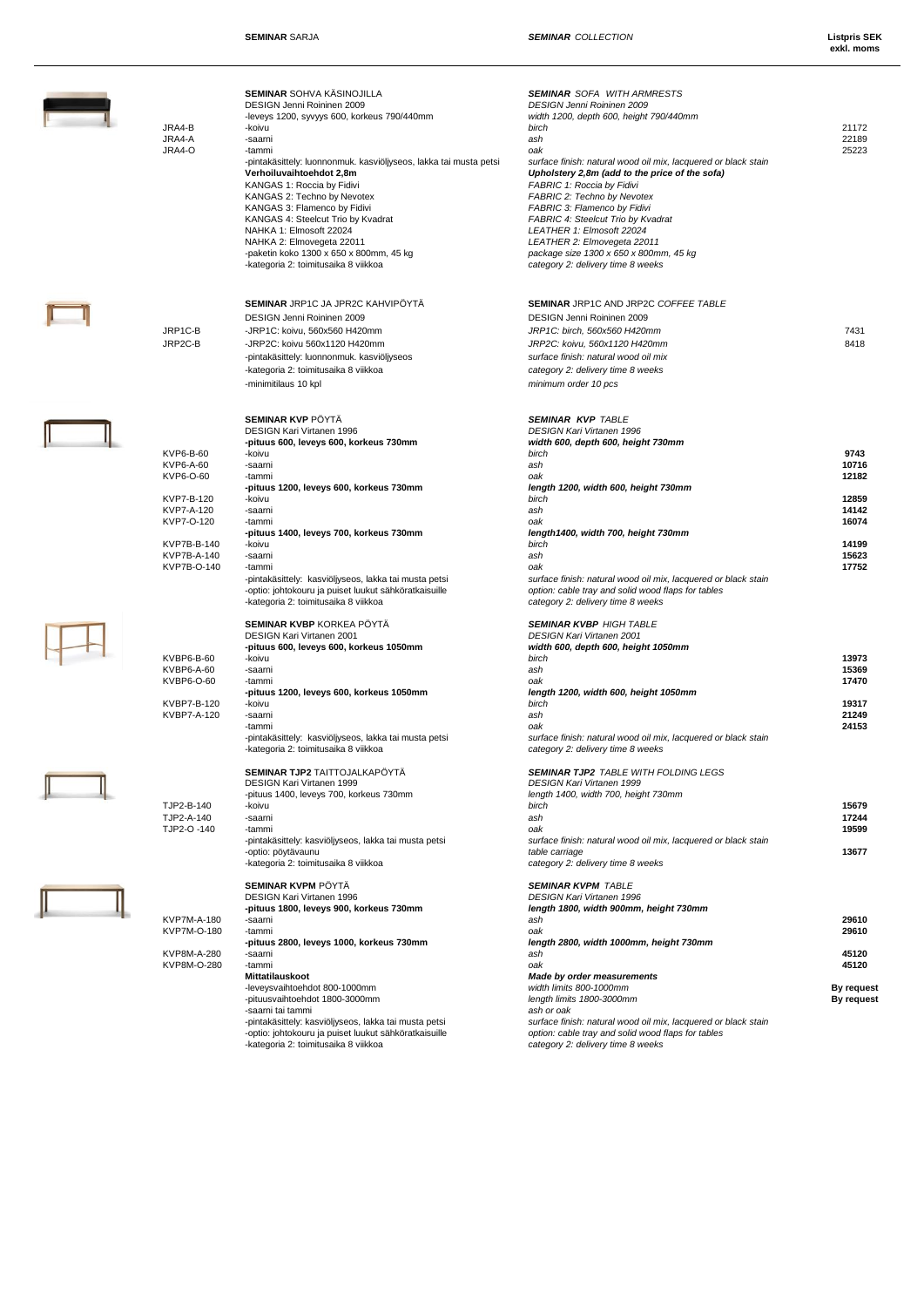| | **SEMINAR** SARJA | ***SEMINAR*** *COLLECTION* | **Listpris SEK exkl. moms** |
|---|---|---|---|
| | **SEMINAR** SOHVA KÄSINOJILLA | ***SEMINAR*** *SOFA WITH ARMRESTS* | |
| | DESIGN Jenni Roininen 2009 | *DESIGN Jenni Roininen 2009* | |
| | -leveys 1200, syvyys 600, korkeus 790/440mm | *width 1200, depth 600, height 790/440mm* | |
| JRA4-B | -koivu | *birch* | 21172 |
| JRA4-A | -saarni | *ash* | 22189 |
| JRA4-O | -tammi | *oak* | 25223 |
| | -pintakäsittely: luonnonmuk. kasviöljyseos, lakka tai musta petsi | *surface finish: natural wood oil mix, lacquered or black stain* | |
| | **Verhoiluvaihtoehdot 2,8m** | ***Upholstery 2,8m (add to the price of the sofa)*** | |
| | KANGAS 1: Roccia by Fidivi | *FABRIC 1: Roccia by Fidivi* | |
| | KANGAS 2: Techno by Nevotex | *FABRIC 2: Techno by Nevotex* | |
| | KANGAS 3: Flamenco by Fidivi | *FABRIC 3: Flamenco by Fidivi* | |
| | KANGAS 4: Steelcut Trio by Kvadrat | *FABRIC 4: Steelcut Trio by Kvadrat* | |
| | NAHKA 1: Elmosoft 22024 | *LEATHER 1: Elmosoft 22024* | |
| | NAHKA 2: Elmovegeta 22011 | *LEATHER 2: Elmovegeta 22011* | |
| | -paketin koko 1300 x 650 x 800mm, 45 kg | *package size 1300 x 650 x 800mm, 45 kg* | |
| | -kategoria 2: toimitusaika 8 viikkoa | *category 2: delivery time 8 weeks* | |
| | **SEMINAR** JRP1C JA JPR2C KAHVIPÖYTÄ | **SEMINAR** JRP1C AND JRP2C *COFFEE TABLE* | |
| | DESIGN Jenni Roininen 2009 | DESIGN Jenni Roininen 2009 | |
| JRP1C-B | -JRP1C: koivu, 560x560 H420mm | *JRP1C: birch, 560x560 H420mm* | 7431 |
| JRP2C-B | -JRP2C: koivu 560x1120 H420mm | *JRP2C: koivu, 560x1120 H420mm* | 8418 |
| | -pintakäsittely: luonnonmuk. kasviöljyseos | *surface finish: natural wood oil mix* | |
| | -kategoria 2: toimitusaika 8 viikkoa | *category 2: delivery time 8 weeks* | |
| | -minimitilaus 10 kpl | *minimum order 10 pcs* | |
| | **SEMINAR KVP** PÖYTÄ | ***SEMINAR KVP*** *TABLE* | |
| | DESIGN Kari Virtanen 1996 | *DESIGN Kari Virtanen 1996* | |
| | **-pituus 600, leveys 600, korkeus 730mm** | ***width 600, depth 600, height 730mm*** | |
| KVP6-B-60 | -koivu | *birch* | **9743** |
| KVP6-A-60 | -saarni | *ash* | **10716** |
| KVP6-O-60 | -tammi | *oak* | **12182** |
| | **-pituus 1200, leveys 600, korkeus 730mm** | ***length 1200, width 600, height 730mm*** | |
| KVP7-B-120 | -koivu | *birch* | **12859** |
| KVP7-A-120 | -saarni | *ash* | **14142** |
| KVP7-O-120 | -tammi | *oak* | **16074** |
| | **-pituus 1400, leveys 700, korkeus 730mm** | ***length1400, width 700, height 730mm*** | |
| KVP7B-B-140 | -koivu | *birch* | **14199** |
| KVP7B-A-140 | -saarni | *ash* | **15623** |
| KVP7B-O-140 | -tammi | *oak* | **17752** |
| | -pintakäsittely: kasviöljyseos, lakka tai musta petsi | *surface finish: natural wood oil mix, lacquered or black stain* | |
| | -optio: johtokouru ja puiset luukut sähköratkaisuille | *option: cable tray and solid wood flaps for tables* | |
| | -kategoria 2: toimitusaika 8 viikkoa | *category 2: delivery time 8 weeks* | |
| | **SEMINAR KVBP** KORKEA PÖYTÄ | ***SEMINAR KVBP*** *HIGH TABLE* | |
| | DESIGN Kari Virtanen 2001 | *DESIGN Kari Virtanen 2001* | |
| | **-pituus 600, leveys 600, korkeus 1050mm** | ***width 600, depth 600, height 1050mm*** | |
| KVBP6-B-60 | -koivu | *birch* | **13973** |
| KVBP6-A-60 | -saarni | *ash* | **15369** |
| KVBP6-O-60 | -tammi | *oak* | **17470** |
| | **-pituus 1200, leveys 600, korkeus 1050mm** | ***length 1200, width 600, height 1050mm*** | |
| KVBP7-B-120 | -koivu | *birch* | **19317** |
| KVBP7-A-120 | -saarni | *ash* | **21249** |
| | -tammi | *oak* | **24153** |
| | -pintakäsittely: kasviöljyseos, lakka tai musta petsi | *surface finish: natural wood oil mix, lacquered or black stain* | |
| | -kategoria 2: toimitusaika 8 viikkoa | *category 2: delivery time 8 weeks* | |
| | **SEMINAR TJP2** TAITTOJALKAPÖYTÄ | ***SEMINAR TJP2*** *TABLE WITH FOLDING LEGS* | |
| | DESIGN Kari Virtanen 1999 | *DESIGN Kari Virtanen 1999* | |
| | -pituus 1400, leveys 700, korkeus 730mm | *length 1400, width 700, height 730mm* | |
| TJP2-B-140 | -koivu | *birch* | **15679** |
| TJP2-A-140 | -saarni | *ash* | **17244** |
| TJP2-O -140 | -tammi | *oak* | **19599** |
| | -pintakäsittely: kasviöljyseos, lakka tai musta petsi | *surface finish: natural wood oil mix, lacquered or black stain* | |
| | -optio: pöytävaunu | *table carriage* | **13677** |
| | -kategoria 2: toimitusaika 8 viikkoa | *category 2: delivery time 8 weeks* | |
| | **SEMINAR KVPM** PÖYTÄ | ***SEMINAR KVPM*** *TABLE* | |
| | DESIGN Kari Virtanen 1996 | *DESIGN Kari Virtanen 1996* | |
| | **-pituus 1800, leveys 900, korkeus 730mm** | ***length 1800, width 900mm, height 730mm*** | |
| KVP7M-A-180 | -saarni | *ash* | **29610** |
| KVP7M-O-180 | -tammi | *oak* | **29610** |
| | **-pituus 2800, leveys 1000, korkeus 730mm** | ***length 2800, width 1000mm, height 730mm*** | |
| KVP8M-A-280 | -saarni | *ash* | **45120** |
| KVP8M-O-280 | -tammi | *oak* | **45120** |
| | **Mittatilauskoot** | ***Made by order measurements*** | |
| | -leveysvaihtoehdot 800-1000mm | *width limits 800-1000mm* | **By request** |
| | -pituusvaihtoehdot 1800-3000mm | *length limits 1800-3000mm* | **By request** |
| | -saarni tai tammi | *ash or oak* | |
| | -pintakäsittely: kasviöljyseos, lakka tai musta petsi | *surface finish: natural wood oil mix, lacquered or black stain* | |
| | -optio: johtokouru ja puiset luukut sähköratkaisuille | *option: cable tray and solid wood flaps for tables* | |
| | -kategoria 2: toimitusaika 8 viikkoa | *category 2: delivery time 8 weeks* | |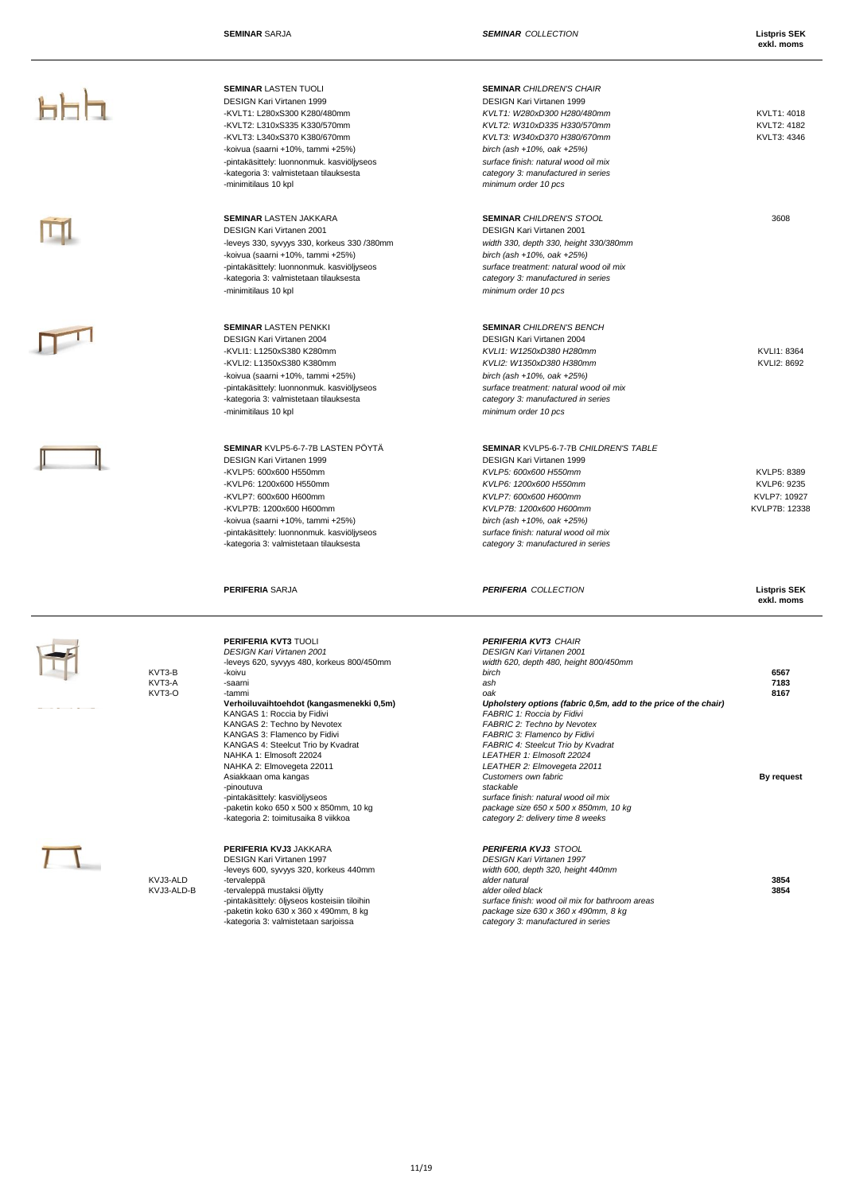| SEMINAR SARJA | *SEMINAR COLLECTION* | **Listpris SEK exkl. moms** |
|---|---|---|
| **SEMINAR** LASTEN TUOLI<br>DESIGN Kari Virtanen 1999<br>-KVLT1: L280xS300 K280/480mm<br>-KVLT2: L310xS335 K330/570mm<br>-KVLT3: L340xS370 K380/670mm<br>-koivua (saarni +10%, tammi +25%)<br>-pintakäsittely: luonnonmuk. kasviöljyseos<br>-kategoria 3: valmistetaan tilauksesta<br>-minimitilaus 10 kpl | **SEMINAR** *CHILDREN'S CHAIR*<br>DESIGN Kari Virtanen 1999<br>*KVLT1: W280xD300 H280/480mm*<br>*KVLT2: W310xD335 H330/570mm*<br>*KVLT3: W340xD370 H380/670mm*<br>*birch (ash +10%, oak +25%)*<br>*surface finish: natural wood oil mix*<br>*category 3: manufactured in series*<br>*minimum order 10 pcs* | KVLT1: 4018<br>KVLT2: 4182<br>KVLT3: 4346 |
| **SEMINAR** LASTEN JAKKARA<br>DESIGN Kari Virtanen 2001<br>-leveys 330, syvyys 330, korkeus 330 /380mm<br>-koivua (saarni +10%, tammi +25%)<br>-pintakäsittely: luonnonmuk. kasviöljyseos<br>-kategoria 3: valmistetaan tilauksesta<br>-minimitilaus 10 kpl | **SEMINAR** *CHILDREN'S STOOL*<br>DESIGN Kari Virtanen 2001<br>*width 330, depth 330, height 330/380mm*<br>*birch (ash +10%, oak +25%)*<br>*surface treatment: natural wood oil mix*<br>*category 3: manufactured in series*<br>*minimum order 10 pcs* | 3608 |
| **SEMINAR** LASTEN PENKKI<br>DESIGN Kari Virtanen 2004<br>-KVLI1: L1250xS380 K280mm<br>-KVLI2: L1350xS380 K380mm<br>-koivua (saarni +10%, tammi +25%)<br>-pintakäsittely: luonnonmuk. kasviöljyseos<br>-kategoria 3: valmistetaan tilauksesta<br>-minimitilaus 10 kpl | **SEMINAR** *CHILDREN'S BENCH*<br>DESIGN Kari Virtanen 2004<br>*KVLI1: W1250xD380 H280mm*<br>*KVLI2: W1350xD380 H380mm*<br>*birch (ash +10%, oak +25%)*<br>*surface treatment: natural wood oil mix*<br>*category 3: manufactured in series*<br>*minimum order 10 pcs* | KVLI1: 8364<br>KVLI2: 8692 |
| **SEMINAR** KVLP5-6-7-7B LASTEN PÖYTÄ<br>DESIGN Kari Virtanen 1999<br>-KVLP5: 600x600 H550mm<br>-KVLP6: 1200x600 H550mm<br>-KVLP7: 600x600 H600mm<br>-KVLP7B: 1200x600 H600mm<br>-koivua (saarni +10%, tammi +25%)<br>-pintakäsittely: luonnonmuk. kasviöljyseos<br>-kategoria 3: valmistetaan tilauksesta | **SEMINAR** *KVLP5-6-7-7B CHILDREN'S TABLE*<br>DESIGN Kari Virtanen 1999<br>*KVLP5: 600x600 H550mm*<br>*KVLP6: 1200x600 H550mm*<br>*KVLP7: 600x600 H600mm*<br>*KVLP7B: 1200x600 H600mm*<br>*birch (ash +10%, oak +25%)*<br>*surface finish: natural wood oil mix*<br>*category 3: manufactured in series* | KVLP5: 8389<br>KVLP6: 9235<br>KVLP7: 10927<br>KVLP7B: 12338 |

| | PERIFERIA SARJA | *PERIFERIA COLLECTION* | **Listpris SEK exkl. moms** |
|---|---|---|---|
| | **PERIFERIA KVT3** TUOLI<br>*DESIGN Kari Virtanen 2001*<br>-leveys 620, syvyys 480, korkeus 800/450mm | ***PERIFERIA KVT3*** *CHAIR*<br>*DESIGN Kari Virtanen 2001*<br>*width 620, depth 480, height 800/450mm* | |
| KVT3-B | -koivu | *birch* | **6567** |
| KVT3-A | -saarni | *ash* | **7183** |
| KVT3-O | -tammi | *oak* | **8167** |
| | **Verhoiluvaihtoehdot (kangasmenekki 0,5m)**<br>KANGAS 1: Roccia by Fidivi<br>KANGAS 2: Techno by Nevotex<br>KANGAS 3: Flamenco by Fidivi<br>KANGAS 4: Steelcut Trio by Kvadrat<br>NAHKA 1: Elmosoft 22024<br>NAHKA 2: Elmovegeta 22011 | ***Upholstery options (fabric 0,5m, add to the price of the chair)***<br>*FABRIC 1: Roccia by Fidivi*<br>*FABRIC 2: Techno by Nevotex*<br>*FABRIC 3: Flamenco by Fidivi*<br>*FABRIC 4: Steelcut Trio by Kvadrat*<br>*LEATHER 1: Elmosoft 22024*<br>*LEATHER 2: Elmovegeta 22011* | |
| | Asiakkaan oma kangas | *Customers own fabric* | **By request** |
| | -pinoutuva<br>-pintakäsittely: kasviöljyseos<br>-paketin koko 650 x 500 x 850mm, 10 kg<br>-kategoria 2: toimitusaika 8 viikkoa | *stackable*<br>*surface finish: natural wood oil mix*<br>*package size 650 x 500 x 850mm, 10 kg*<br>*category 2: delivery time 8 weeks* | |
| | **PERIFERIA KVJ3** JAKKARA<br>DESIGN Kari Virtanen 1997<br>-leveys 600, syvyys 320, korkeus 440mm | ***PERIFERIA KVJ3*** *STOOL*<br>*DESIGN Kari Virtanen 1997*<br>*width 600, depth 320, height 440mm* | |
| KVJ3-ALD | -tervaleppä | *alder natural* | **3854** |
| KVJ3-ALD-B | -tervaleppä mustaksi öljytty | *alder oiled black* | **3854** |
| | -pintakäsittely: öljyseos kosteisiin tiloihin<br>-paketin koko 630 x 360 x 490mm, 8 kg<br>-kategoria 3: valmistetaan sarjoissa | *surface finish: wood oil mix for bathroom areas*<br>*package size 630 x 360 x 490mm, 8 kg*<br>*category 3: manufactured in series* | |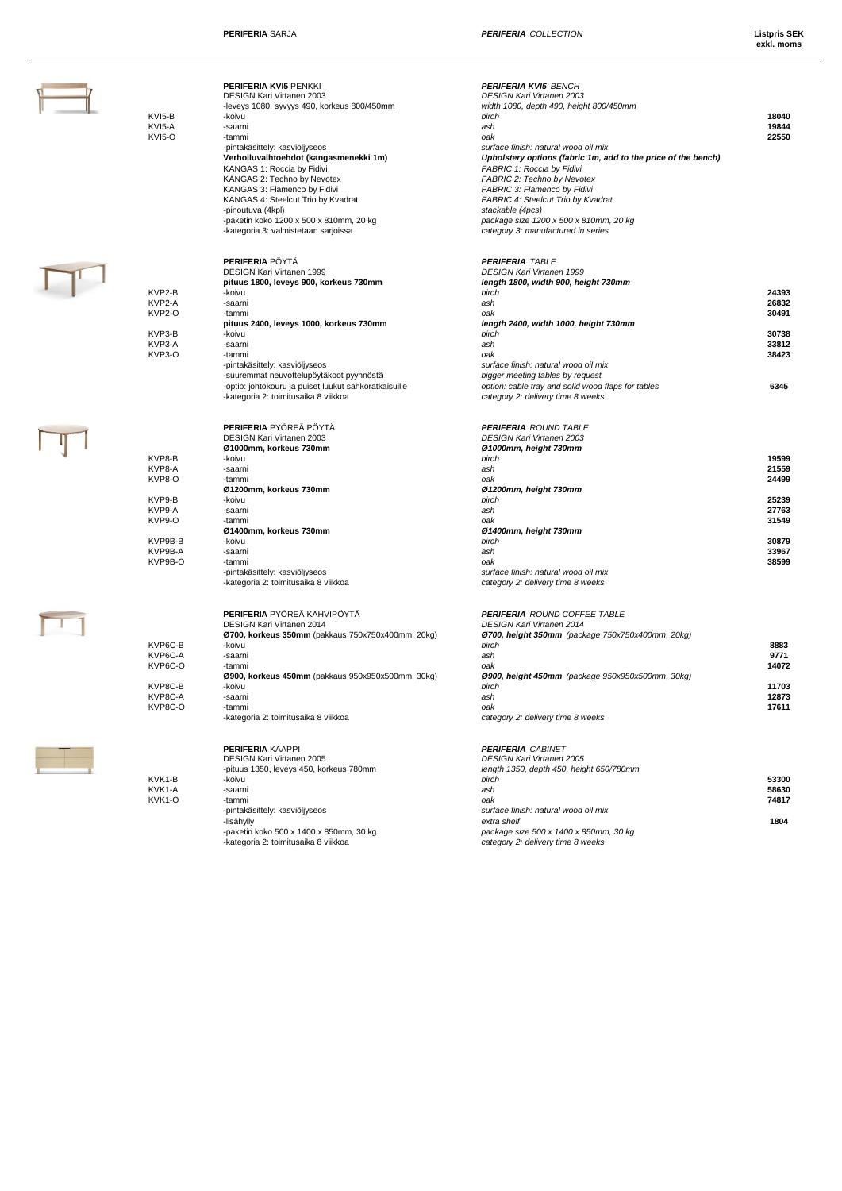**PERIFERIA** SARJA — ***PERIFERIA*** *COLLECTION* — **Listpris SEK exkl. moms**

| Code | Finnish | English | Price |
|---|---|---|---|
| | **PERIFERIA KVI5** PENKKI | ***PERIFERIA KVI5*** *BENCH* | |
| | DESIGN Kari Virtanen 2003 | *DESIGN Kari Virtanen 2003* | |
| | -leveys 1080, syvyys 490, korkeus 800/450mm | *width 1080, depth 490, height 800/450mm* | |
| KVI5-B | -koivu | *birch* | 18040 |
| KVI5-A | -saarni | *ash* | 19844 |
| KVI5-O | -tammi | *oak* | 22550 |
| | -pintakäsittely: kasviöljyseos | *surface finish: natural wood oil mix* | |
| | **Verhoiluvaihtoehdot (kangasmenekki 1m)** | ***Upholstery options (fabric 1m, add to the price of the bench)*** | |
| | KANGAS 1: Roccia by Fidivi | *FABRIC 1: Roccia by Fidivi* | |
| | KANGAS 2: Techno by Nevotex | *FABRIC 2: Techno by Nevotex* | |
| | KANGAS 3: Flamenco by Fidivi | *FABRIC 3: Flamenco by Fidivi* | |
| | KANGAS 4: Steelcut Trio by Kvadrat | *FABRIC 4: Steelcut Trio by Kvadrat* | |
| | -pinoutuva (4kpl) | *stackable (4pcs)* | |
| | -paketin koko 1200 x 500 x 810mm, 20 kg | *package size 1200 x 500 x 810mm, 20 kg* | |
| | -kategoria 3: valmistetaan sarjoissa | *category 3: manufactured in series* | |
| | **PERIFERIA** PÖYTÄ | ***PERIFERIA*** *TABLE* | |
| | DESIGN Kari Virtanen 1999 | *DESIGN Kari Virtanen 1999* | |
| | **pituus 1800, leveys 900, korkeus 730mm** | ***length 1800, width 900, height 730mm*** | |
| KVP2-B | -koivu | *birch* | 24393 |
| KVP2-A | -saarni | *ash* | 26832 |
| KVP2-O | -tammi | *oak* | 30491 |
| | **pituus 2400, leveys 1000, korkeus 730mm** | ***length 2400, width 1000, height 730mm*** | |
| KVP3-B | -koivu | *birch* | 30738 |
| KVP3-A | -saarni | *ash* | 33812 |
| KVP3-O | -tammi | *oak* | 38423 |
| | -pintakäsittely: kasviöljyseos | *surface finish: natural wood oil mix* | |
| | -suuremmat neuvottelupöytäkoot pyynnöstä | *bigger meeting tables by request* | |
| | -optio: johtokouru ja puiset luukut sähköratkaisuille | *option: cable tray and solid wood flaps for tables* | 6345 |
| | -kategoria 2: toimitusaika 8 viikkoa | *category 2: delivery time 8 weeks* | |
| | **PERIFERIA** PYÖREÄ PÖYTÄ | ***PERIFERIA*** *ROUND TABLE* | |
| | DESIGN Kari Virtanen 2003 | *DESIGN Kari Virtanen 2003* | |
| | **Ø1000mm, korkeus 730mm** | ***Ø1000mm, height 730mm*** | |
| KVP8-B | -koivu | *birch* | 19599 |
| KVP8-A | -saarni | *ash* | 21559 |
| KVP8-O | -tammi | *oak* | 24499 |
| | **Ø1200mm, korkeus 730mm** | ***Ø1200mm, height 730mm*** | |
| KVP9-B | -koivu | *birch* | 25239 |
| KVP9-A | -saarni | *ash* | 27763 |
| KVP9-O | -tammi | *oak* | 31549 |
| | **Ø1400mm, korkeus 730mm** | ***Ø1400mm, height 730mm*** | |
| KVP9B-B | -koivu | *birch* | 30879 |
| KVP9B-A | -saarni | *ash* | 33967 |
| KVP9B-O | -tammi | *oak* | 38599 |
| | -pintakäsittely: kasviöljyseos | *surface finish: natural wood oil mix* | |
| | -kategoria 2: toimitusaika 8 viikkoa | *category 2: delivery time 8 weeks* | |
| | **PERIFERIA** PYÖREÄ KAHVIPÖYTÄ | ***PERIFERIA*** *ROUND COFFEE TABLE* | |
| | DESIGN Kari Virtanen 2014 | *DESIGN Kari Virtanen 2014* | |
| | **Ø700, korkeus 350mm** (pakkaus 750x750x400mm, 20kg) | ***Ø700, height 350mm*** *(package 750x750x400mm, 20kg)* | |
| KVP6C-B | -koivu | *birch* | 8883 |
| KVP6C-A | -saarni | *ash* | 9771 |
| KVP6C-O | -tammi | *oak* | 14072 |
| | **Ø900, korkeus 450mm** (pakkaus 950x950x500mm, 30kg) | ***Ø900, height 450mm*** *(package 950x950x500mm, 30kg)* | |
| KVP8C-B | -koivu | *birch* | 11703 |
| KVP8C-A | -saarni | *ash* | 12873 |
| KVP8C-O | -tammi | *oak* | 17611 |
| | -kategoria 2: toimitusaika 8 viikkoa | *category 2: delivery time 8 weeks* | |
| | **PERIFERIA** KAAPPI | ***PERIFERIA*** *CABINET* | |
| | DESIGN Kari Virtanen 2005 | *DESIGN Kari Virtanen 2005* | |
| | -pituus 1350, leveys 450, korkeus 780mm | *length 1350, depth 450, height 650/780mm* | |
| KVK1-B | -koivu | *birch* | 53300 |
| KVK1-A | -saarni | *ash* | 58630 |
| KVK1-O | -tammi | *oak* | 74817 |
| | -pintakäsittely: kasviöljyseos | *surface finish: natural wood oil mix* | |
| | -lisähylly | *extra shelf* | 1804 |
| | -paketin koko 500 x 1400 x 850mm, 30 kg | *package size 500 x 1400 x 850mm, 30 kg* | |
| | -kategoria 2: toimitusaika 8 viikkoa | *category 2: delivery time 8 weeks* | |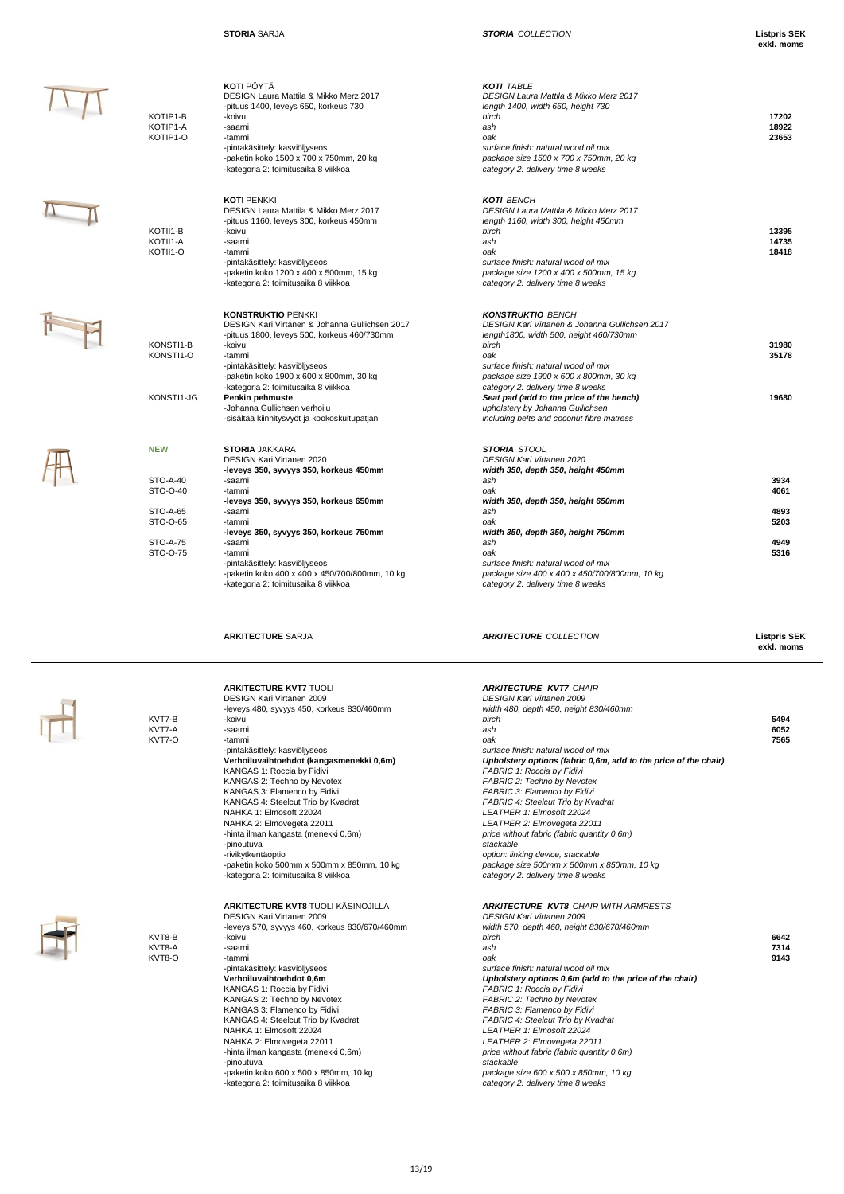## STORIA SARJA — *STORIA COLLECTION*

**Listpris SEK exkl. moms**

| Code | Finnish | English | Listpris SEK exkl. moms |
|---|---|---|---|
| | **KOTI** PÖYTÄ | ***KOTI*** *TABLE* | |
| | DESIGN Laura Mattila & Mikko Merz 2017 | *DESIGN Laura Mattila & Mikko Merz 2017* | |
| | -pituus 1400, leveys 650, korkeus 730 | *length 1400, width 650, height 730* | |
| KOTIP1-B | -koivu | *birch* | **17202** |
| KOTIP1-A | -saarni | *ash* | **18922** |
| KOTIP1-O | -tammi | *oak* | **23653** |
| | -pintakäsittely: kasviöljyseos | *surface finish: natural wood oil mix* | |
| | -paketin koko 1500 x 700 x 750mm, 20 kg | *package size 1500 x 700 x 750mm, 20 kg* | |
| | -kategoria 2: toimitusaika 8 viikkoa | *category 2: delivery time 8 weeks* | |
| | **KOTI** PENKKI | ***KOTI*** *BENCH* | |
| | DESIGN Laura Mattila & Mikko Merz 2017 | *DESIGN Laura Mattila & Mikko Merz 2017* | |
| | -pituus 1160, leveys 300, korkeus 450mm | *length 1160, width 300, height 450mm* | |
| KOTII1-B | -koivu | *birch* | **13395** |
| KOTII1-A | -saarni | *ash* | **14735** |
| KOTII1-O | -tammi | *oak* | **18418** |
| | -pintakäsittely: kasviöljyseos | *surface finish: natural wood oil mix* | |
| | -paketin koko 1200 x 400 x 500mm, 15 kg | *package size 1200 x 400 x 500mm, 15 kg* | |
| | -kategoria 2: toimitusaika 8 viikkoa | *category 2: delivery time 8 weeks* | |
| | **KONSTRUKTIO** PENKKI | ***KONSTRUKTIO*** *BENCH* | |
| | DESIGN Kari Virtanen & Johanna Gullichsen 2017 | *DESIGN Kari Virtanen & Johanna Gullichsen 2017* | |
| | -pituus 1800, leveys 500, korkeus 460/730mm | *length1800, width 500, height 460/730mm* | |
| KONSTI1-B | -koivu | *birch* | **31980** |
| KONSTI1-O | -tammi | *oak* | **35178** |
| | -pintakäsittely: kasviöljyseos | *surface finish: natural wood oil mix* | |
| | -paketin koko 1900 x 600 x 800mm, 30 kg | *package size 1900 x 600 x 800mm, 30 kg* | |
| | -kategoria 2: toimitusaika 8 viikkoa | *category 2: delivery time 8 weeks* | |
| KONSTI1-JG | **Penkin pehmuste** | ***Seat pad (add to the price of the bench)*** | **19680** |
| | -Johanna Gullichsen verhoilu | *upholstery by Johanna Gullichsen* | |
| | -sisältää kiinnitysvyöt ja kookoskuitupatjan | *including belts and coconut fibre matress* | |
| **NEW** | **STORIA** JAKKARA | ***STORIA*** *STOOL* | |
| | DESIGN Kari Virtanen 2020 | *DESIGN Kari Virtanen 2020* | |
| | **-leveys 350, syvyys 350, korkeus 450mm** | ***width 350, depth 350, height 450mm*** | |
| STO-A-40 | -saarni | *ash* | **3934** |
| STO-O-40 | -tammi | *oak* | **4061** |
| | **-leveys 350, syvyys 350, korkeus 650mm** | ***width 350, depth 350, height 650mm*** | |
| STO-A-65 | -saarni | *ash* | **4893** |
| STO-O-65 | -tammi | *oak* | **5203** |
| | **-leveys 350, syvyys 350, korkeus 750mm** | ***width 350, depth 350, height 750mm*** | |
| STO-A-75 | -saarni | *ash* | **4949** |
| STO-O-75 | -tammi | *oak* | **5316** |
| | -pintakäsittely: kasviöljyseos | *surface finish: natural wood oil mix* | |
| | -paketin koko 400 x 400 x 450/700/800mm, 10 kg | *package size 400 x 400 x 450/700/800mm, 10 kg* | |
| | -kategoria 2: toimitusaika 8 viikkoa | *category 2: delivery time 8 weeks* | |

## ARKITECTURE SARJA — *ARKITECTURE COLLECTION*

**Listpris SEK exkl. moms**

| Code | Finnish | English | Listpris SEK exkl. moms |
|---|---|---|---|
| | **ARKITECTURE KVT7** TUOLI | ***ARKITECTURE KVT7*** *CHAIR* | |
| | DESIGN Kari Virtanen 2009 | *DESIGN Kari Virtanen 2009* | |
| | -leveys 480, syvyys 450, korkeus 830/460mm | *width 480, depth 450, height 830/460mm* | |
| KVT7-B | -koivu | *birch* | **5494** |
| KVT7-A | -saarni | *ash* | **6052** |
| KVT7-O | -tammi | *oak* | **7565** |
| | -pintakäsittely: kasviöljyseos | *surface finish: natural wood oil mix* | |
| | **Verhoiluvaihtoehdot (kangasmenekki 0,6m)** | ***Upholstery options (fabric 0,6m, add to the price of the chair)*** | |
| | KANGAS 1: Roccia by Fidivi | *FABRIC 1: Roccia by Fidivi* | |
| | KANGAS 2: Techno by Nevotex | *FABRIC 2: Techno by Nevotex* | |
| | KANGAS 3: Flamenco by Fidivi | *FABRIC 3: Flamenco by Fidivi* | |
| | KANGAS 4: Steelcut Trio by Kvadrat | *FABRIC 4: Steelcut Trio by Kvadrat* | |
| | NAHKA 1: Elmosoft 22024 | *LEATHER 1: Elmosoft 22024* | |
| | NAHKA 2: Elmovegeta 22011 | *LEATHER 2: Elmovegeta 22011* | |
| | -hinta ilman kangasta (menekki 0,6m) | *price without fabric (fabric quantity 0,6m)* | |
| | -pinoutuva | *stackable* | |
| | -rivikytkentäoptio | *option: linking device, stackable* | |
| | -paketin koko 500mm x 500mm x 850mm, 10 kg | *package size 500mm x 500mm x 850mm, 10 kg* | |
| | -kategoria 2: toimitusaika 8 viikkoa | *category 2: delivery time 8 weeks* | |
| | **ARKITECTURE KVT8** TUOLI KÄSINOJILLA | ***ARKITECTURE KVT8*** *CHAIR WITH ARMRESTS* | |
| | DESIGN Kari Virtanen 2009 | *DESIGN Kari Virtanen 2009* | |
| | -leveys 570, syvyys 460, korkeus 830/670/460mm | *width 570, depth 460, height 830/670/460mm* | |
| KVT8-B | -koivu | *birch* | **6642** |
| KVT8-A | -saarni | *ash* | **7314** |
| KVT8-O | -tammi | *oak* | **9143** |
| | -pintakäsittely: kasviöljyseos | *surface finish: natural wood oil mix* | |
| | **Verhoiluvaihtoehdot 0,6m** | ***Upholstery options 0,6m (add to the price of the chair)*** | |
| | KANGAS 1: Roccia by Fidivi | *FABRIC 1: Roccia by Fidivi* | |
| | KANGAS 2: Techno by Nevotex | *FABRIC 2: Techno by Nevotex* | |
| | KANGAS 3: Flamenco by Fidivi | *FABRIC 3: Flamenco by Fidivi* | |
| | KANGAS 4: Steelcut Trio by Kvadrat | *FABRIC 4: Steelcut Trio by Kvadrat* | |
| | NAHKA 1: Elmosoft 22024 | *LEATHER 1: Elmosoft 22024* | |
| | NAHKA 2: Elmovegeta 22011 | *LEATHER 2: Elmovegeta 22011* | |
| | -hinta ilman kangasta (menekki 0,6m) | *price without fabric (fabric quantity 0,6m)* | |
| | -pinoutuva | *stackable* | |
| | -paketin koko 600 x 500 x 850mm, 10 kg | *package size 600 x 500 x 850mm, 10 kg* | |
| | -kategoria 2: toimitusaika 8 viikkoa | *category 2: delivery time 8 weeks* | |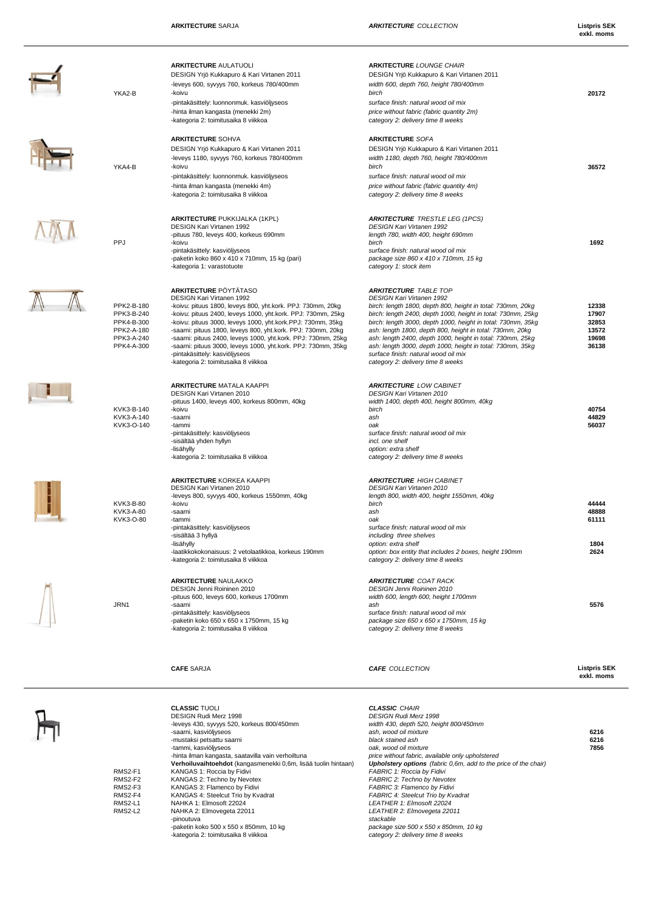## **ARKITECTURE** SARJA | *ARKITECTURE COLLECTION* | Listpris SEK exkl. moms

| Koodi | Suomi | English | Listpris SEK exkl. moms |
|---|---|---|---|
| YKA2-B | **ARKITECTURE** AULATUOLI<br>DESIGN Yrjö Kukkapuro & Kari Virtanen 2011<br>-leveys 600, syvyys 760, korkeus 780/400mm<br>-koivu<br>-pintakäsittely: luonnonmuk. kasviöljyseos<br>-hinta ilman kangasta (menekki 2m)<br>-kategoria 2: toimitusaika 8 viikkoa | ***ARKITECTURE*** *LOUNGE CHAIR*<br>DESIGN Yrjö Kukkapuro & Kari Virtanen 2011<br>*width 600, depth 760, height 780/400mm*<br>*birch*<br>*surface finish: natural wood oil mix*<br>*price without fabric (fabric quantity 2m)*<br>*category 2: delivery time 8 weeks* | **20172** |
| YKA4-B | **ARKITECTURE** SOHVA<br>DESIGN Yrjö Kukkapuro & Kari Virtanen 2011<br>-leveys 1180, syvyys 760, korkeus 780/400mm<br>-koivu<br>-pintakäsittely: luonnonmuk. kasviöljyseos<br>-hinta ilman kangasta (menekki 4m)<br>-kategoria 2: toimitusaika 8 viikkoa | ***ARKITECTURE*** *SOFA*<br>DESIGN Yrjö Kukkapuro & Kari Virtanen 2011<br>*width 1180, depth 760, height 780/400mm*<br>*birch*<br>*surface finish: natural wood oil mix*<br>*price without fabric (fabric quantity 4m)*<br>*category 2: delivery time 8 weeks* | **36572** |
| PPJ | **ARKITECTURE** PUKKIJALKA (1KPL)<br>DESIGN Kari Virtanen 1992<br>-pituus 780, leveys 400, korkeus 690mm<br>-koivu<br>-pintakäsittely: kasviöljyseos<br>-paketin koko 860 x 410 x 710mm, 15 kg (pari)<br>-kategoria 1: varastotuote | ***ARKITECTURE*** *TRESTLE LEG (1PCS)*<br>*DESIGN Kari Virtanen 1992*<br>*length 780, width 400, height 690mm*<br>*birch*<br>*surface finish: natural wood oil mix*<br>*package size 860 x 410 x 710mm, 15 kg*<br>*category 1: stock item* | **1692** |
| PPK2-B-180<br>PPK3-B-240<br>PPK4-B-300<br>PPK2-A-180<br>PPK3-A-240<br>PPK4-A-300 | **ARKITECTURE** PÖYTÄTASO<br>DESIGN Kari Virtanen 1992<br>-koivu: pituus 1800, leveys 800, yht.kork. PPJ: 730mm, 20kg<br>-koivu: pituus 2400, leveys 1000, yht.kork. PPJ: 730mm, 25kg<br>-koivu: pituus 3000, leveys 1000, yht.kork.PPJ: 730mm, 35kg<br>-saarni: pituus 1800, leveys 800, yht.kork. PPJ: 730mm, 20kg<br>-saarni: pituus 2400, leveys 1000, yht.kork. PPJ: 730mm, 25kg<br>-saarni: pituus 3000, leveys 1000, yht.kork. PPJ: 730mm, 35kg<br>-pintakäsittely: kasviöljyseos<br>-kategoria 2: toimitusaika 8 viikkoa | ***ARKITECTURE*** *TABLE TOP*<br>*DESIGN Kari Virtanen 1992*<br>*birch: length 1800, depth 800, height in total: 730mm, 20kg*<br>*birch: length 2400, depth 1000, height in total: 730mm, 25kg*<br>*birch: length 3000, depth 1000, height in total: 730mm, 35kg*<br>*ash: length 1800, depth 800, height in total: 730mm, 20kg*<br>*ash: length 2400, depth 1000, height in total: 730mm, 25kg*<br>*ash: length 3000, depth 1000, height in total: 730mm, 35kg*<br>*surface finish: natural wood oil mix*<br>*category 2: delivery time 8 weeks* | **12338**<br>**17907**<br>**32853**<br>**13572**<br>**19698**<br>**36138** |
| KVK3-B-140<br>KVK3-A-140<br>KVK3-O-140 | **ARKITECTURE** MATALA KAAPPI<br>DESIGN Kari Virtanen 2010<br>-pituus 1400, leveys 400, korkeus 800mm, 40kg<br>-koivu<br>-saarni<br>-tammi<br>-pintakäsittely: kasviöljyseos<br>-sisältää yhden hyllyn<br>-lisähylly<br>-kategoria 2: toimitusaika 8 viikkoa | ***ARKITECTURE*** *LOW CABINET*<br>*DESIGN Kari Virtanen 2010*<br>*width 1400, depth 400, height 800mm, 40kg*<br>*birch*<br>*ash*<br>*oak*<br>*surface finish: natural wood oil mix*<br>*incl. one shelf*<br>*option: extra shelf*<br>*category 2: delivery time 8 weeks* | **40754**<br>**44829**<br>**56037** |
| KVK3-B-80<br>KVK3-A-80<br>KVK3-O-80 | **ARKITECTURE** KORKEA KAAPPI<br>DESIGN Kari Virtanen 2010<br>-leveys 800, syvyys 400, korkeus 1550mm, 40kg<br>-koivu<br>-saarni<br>-tammi<br>-pintakäsittely: kasviöljyseos<br>-sisältää 3 hyllyä<br>-lisähylly<br>-laatikkokokonaisuus: 2 vetolaatikkoa, korkeus 190mm<br>-kategoria 2: toimitusaika 8 viikkoa | ***ARKITECTURE*** *HIGH CABINET*<br>*DESIGN Kari Virtanen 2010*<br>*length 800, width 400, height 1550mm, 40kg*<br>*birch*<br>*ash*<br>*oak*<br>*surface finish: natural wood oil mix*<br>*including three shelves*<br>*option: extra shelf*<br>*option: box entity that includes 2 boxes, height 190mm*<br>*category 2: delivery time 8 weeks* | **44444**<br>**48888**<br>**61111**<br><br><br><br>**1804**<br>**2624** |
| JRN1 | **ARKITECTURE** NAULAKKO<br>DESIGN Jenni Roininen 2010<br>-pituus 600, leveys 600, korkeus 1700mm<br>-saarni<br>-pintakäsittely: kasviöljyseos<br>-paketin koko 650 x 650 x 1750mm, 15 kg<br>-kategoria 2: toimitusaika 8 viikkoa | ***ARKITECTURE*** *COAT RACK*<br>*DESIGN Jenni Roininen 2010*<br>*width 600, length 600, height 1700mm*<br>*ash*<br>*surface finish: natural wood oil mix*<br>*package size 650 x 650 x 1750mm, 15 kg*<br>*category 2: delivery time 8 weeks* | **5576** |

## **CAFE** SARJA | ***CAFE*** *COLLECTION* | Listpris SEK exkl. moms

| Koodi | Suomi | English | Listpris SEK exkl. moms |
|---|---|---|---|
| <br><br><br><br><br><br><br><br>RMS2-F1<br>RMS2-F2<br>RMS2-F3<br>RMS2-F4<br>RMS2-L1<br>RMS2-L2 | **CLASSIC** TUOLI<br>DESIGN Rudi Merz 1998<br>-leveys 430, syvyys 520, korkeus 800/450mm<br>-saarni, kasviöljyseos<br>-mustaksi petsattu saarni<br>-tammi, kasviöljyseos<br>-hinta ilman kangasta, saatavilla vain verhoiltuna<br>**Verhoiluvaihtoehdot** (kangasmenekki 0,6m, lisää tuolin hintaan)<br>KANGAS 1: Roccia by Fidivi<br>KANGAS 2: Techno by Nevotex<br>KANGAS 3: Flamenco by Fidivi<br>KANGAS 4: Steelcut Trio by Kvadrat<br>NAHKA 1: Elmosoft 22024<br>NAHKA 2: Elmovegeta 22011<br>-pinoutuva<br>-paketin koko 500 x 550 x 850mm, 10 kg<br>-kategoria 2: toimitusaika 8 viikkoa | ***CLASSIC*** *CHAIR*<br>*DESIGN Rudi Merz 1998*<br>*width 430, depth 520, height 800/450mm*<br>*ash, wood oil mixture*<br>*black stained ash*<br>*oak, wood oil mixture*<br>*price without fabric, available only upholstered*<br>***Upholstery options*** *(fabric 0,6m, add to the price of the chair)*<br>*FABRIC 1: Roccia by Fidivi*<br>*FABRIC 2: Techno by Nevotex*<br>*FABRIC 3: Flamenco by Fidivi*<br>*FABRIC 4: Steelcut Trio by Kvadrat*<br>*LEATHER 1: Elmosoft 22024*<br>*LEATHER 2: Elmovegeta 22011*<br>*stackable*<br>*package size 500 x 550 x 850mm, 10 kg*<br>*category 2: delivery time 8 weeks* | <br><br><br>**6216**<br>**6216**<br>**7856** |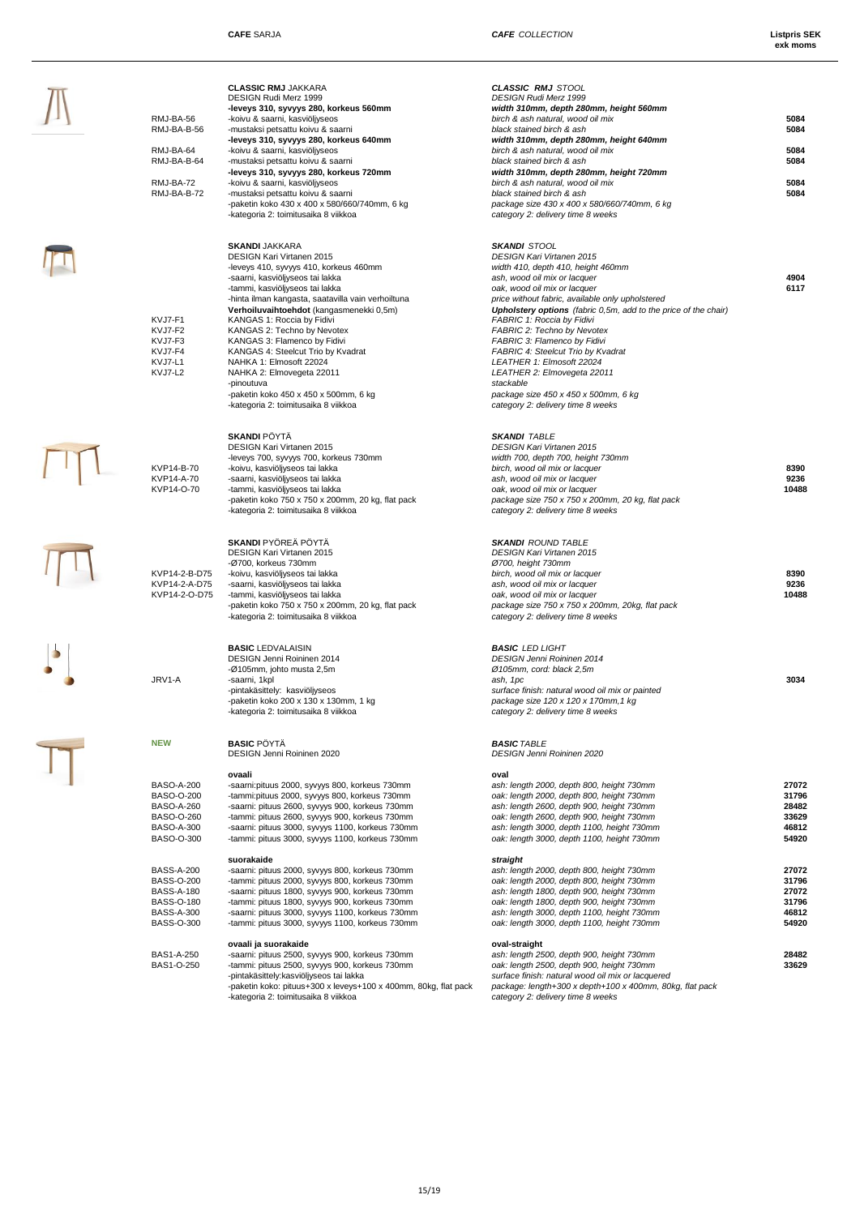| | **CAFE** SARJA | *CAFE COLLECTION* | **Listpris SEK exk moms** |
|---|---|---|---|
| | **CLASSIC RMJ** JAKKARA | ***CLASSIC RMJ** STOOL* | |
| | DESIGN Rudi Merz 1999 | *DESIGN Rudi Merz 1999* | |
| | **-leveys 310, syvyys 280, korkeus 560mm** | ***width 310mm, depth 280mm, height 560mm*** | |
| RMJ-BA-56 | -koivu & saarni, kasviöljyseos | *birch & ash natural, wood oil mix* | **5084** |
| RMJ-BA-B-56 | -mustaksi petsattu koivu & saarni | *black stained birch & ash* | **5084** |
| | **-leveys 310, syvyys 280, korkeus 640mm** | ***width 310mm, depth 280mm, height 640mm*** | |
| RMJ-BA-64 | -koivu & saarni, kasviöljyseos | *birch & ash natural, wood oil mix* | **5084** |
| RMJ-BA-B-64 | -mustaksi petsattu koivu & saarni | *black stained birch & ash* | **5084** |
| | **-leveys 310, syvyys 280, korkeus 720mm** | ***width 310mm, depth 280mm, height 720mm*** | |
| RMJ-BA-72 | -koivu & saarni, kasviöljyseos | *birch & ash natural, wood oil mix* | **5084** |
| RMJ-BA-B-72 | -mustaksi petsattu koivu & saarni | *black stained birch & ash* | **5084** |
| | -paketin koko 430 x 400 x 580/660/740mm, 6 kg | *package size 430 x 400 x 580/660/740mm, 6 kg* | |
| | -kategoria 2: toimitusaika 8 viikkoa | *category 2: delivery time 8 weeks* | |
| | **SKANDI** JAKKARA | ***SKANDI** STOOL* | |
| | DESIGN Kari Virtanen 2015 | *DESIGN Kari Virtanen 2015* | |
| | -leveys 410, syvyys 410, korkeus 460mm | *width 410, depth 410, height 460mm* | |
| | -saarni, kasviöljyseos tai lakka | *ash, wood oil mix or lacquer* | **4904** |
| | -tammi, kasviöljyseos tai lakka | *oak, wood oil mix or lacquer* | **6117** |
| | -hinta ilman kangasta, saatavilla vain verhoiltuna | *price without fabric, available only upholstered* | |
| | **Verhoiluvaihtoehdot** (kangasmenekki 0,5m) | ***Upholstery options** (fabric 0,5m, add to the price of the chair)* | |
| KVJ7-F1 | KANGAS 1: Roccia by Fidivi | *FABRIC 1: Roccia by Fidivi* | |
| KVJ7-F2 | KANGAS 2: Techno by Nevotex | *FABRIC 2: Techno by Nevotex* | |
| KVJ7-F3 | KANGAS 3: Flamenco by Fidivi | *FABRIC 3: Flamenco by Fidivi* | |
| KVJ7-F4 | KANGAS 4: Steelcut Trio by Kvadrat | *FABRIC 4: Steelcut Trio by Kvadrat* | |
| KVJ7-L1 | NAHKA 1: Elmosoft 22024 | *LEATHER 1: Elmosoft 22024* | |
| KVJ7-L2 | NAHKA 2: Elmovegeta 22011 | *LEATHER 2: Elmovegeta 22011* | |
| | -pinoutuva | *stackable* | |
| | -paketin koko 450 x 450 x 500mm, 6 kg | *package size 450 x 450 x 500mm, 6 kg* | |
| | -kategoria 2: toimitusaika 8 viikkoa | *category 2: delivery time 8 weeks* | |
| | **SKANDI** PÖYTÄ | ***SKANDI** TABLE* | |
| | DESIGN Kari Virtanen 2015 | *DESIGN Kari Virtanen 2015* | |
| | -leveys 700, syvyys 700, korkeus 730mm | *width 700, depth 700, height 730mm* | |
| KVP14-B-70 | -koivu, kasviöljyseos tai lakka | *birch, wood oil mix or lacquer* | **8390** |
| KVP14-A-70 | -saarni, kasviöljyseos tai lakka | *ash, wood oil mix or lacquer* | **9236** |
| KVP14-O-70 | -tammi, kasviöljyseos tai lakka | *oak, wood oil mix or lacquer* | **10488** |
| | -paketin koko 750 x 750 x 200mm, 20 kg, flat pack | *package size 750 x 750 x 200mm, 20 kg, flat pack* | |
| | -kategoria 2: toimitusaika 8 viikkoa | *category 2: delivery time 8 weeks* | |
| | **SKANDI** PYÖREÄ PÖYTÄ | ***SKANDI** ROUND TABLE* | |
| | DESIGN Kari Virtanen 2015 | *DESIGN Kari Virtanen 2015* | |
| | -Ø700, korkeus 730mm | *Ø700, height 730mm* | |
| KVP14-2-B-D75 | -koivu, kasviöljyseos tai lakka | *birch, wood oil mix or lacquer* | **8390** |
| KVP14-2-A-D75 | -saarni, kasviöljyseos tai lakka | *ash, wood oil mix or lacquer* | **9236** |
| KVP14-2-O-D75 | -tammi, kasviöljyseos tai lakka | *oak, wood oil mix or lacquer* | **10488** |
| | -paketin koko 750 x 750 x 200mm, 20 kg, flat pack | *package size 750 x 750 x 200mm, 20kg, flat pack* | |
| | -kategoria 2: toimitusaika 8 viikkoa | *category 2: delivery time 8 weeks* | |
| | **BASIC** LEDVALAISIN | ***BASIC** LED LIGHT* | |
| | DESIGN Jenni Roininen 2014 | *DESIGN Jenni Roininen 2014* | |
| | -Ø105mm, johto musta 2,5m | *Ø105mm, cord: black 2,5m* | |
| JRV1-A | -saarni, 1kpl | *ash, 1pc* | **3034** |
| | -pintakäsittely: kasviöljyseos | *surface finish: natural wood oil mix or painted* | |
| | -paketin koko 200 x 130 x 130mm, 1 kg | *package size 120 x 120 x 170mm,1 kg* | |
| | -kategoria 2: toimitusaika 8 viikkoa | *category 2: delivery time 8 weeks* | |
| **NEW** | **BASIC** PÖYTÄ | ***BASIC** TABLE* | |
| | DESIGN Jenni Roininen 2020 | *DESIGN Jenni Roininen 2020* | |
| | **ovaali** | **oval** | |
| BASO-A-200 | -saarni:pituus 2000, syvyys 800, korkeus 730mm | *ash: length 2000, depth 800, height 730mm* | **27072** |
| BASO-O-200 | -tammi:pituus 2000, syvyys 800, korkeus 730mm | *oak: length 2000, depth 800, height 730mm* | **31796** |
| BASO-A-260 | -saarni: pituus 2600, syvyys 900, korkeus 730mm | *ash: length 2600, depth 900, height 730mm* | **28482** |
| BASO-O-260 | -tammi: pituus 2600, syvyys 900, korkeus 730mm | *oak: length 2600, depth 900, height 730mm* | **33629** |
| BASO-A-300 | -saarni: pituus 3000, syvyys 1100, korkeus 730mm | *ash: length 3000, depth 1100, height 730mm* | **46812** |
| BASO-O-300 | -tammi: pituus 3000, syvyys 1100, korkeus 730mm | *oak: length 3000, depth 1100, height 730mm* | **54920** |
| | **suorakaide** | **straight** | |
| BASS-A-200 | -saarni: pituus 2000, syvyys 800, korkeus 730mm | *ash: length 2000, depth 800, height 730mm* | **27072** |
| BASS-O-200 | -tammi: pituus 2000, syvyys 800, korkeus 730mm | *oak: length 2000, depth 800, height 730mm* | **31796** |
| BASS-A-180 | -saarni: pituus 1800, syvyys 900, korkeus 730mm | *ash: length 1800, depth 900, height 730mm* | **27072** |
| BASS-O-180 | -tammi: pituus 1800, syvyys 900, korkeus 730mm | *oak: length 1800, depth 900, height 730mm* | **31796** |
| BASS-A-300 | -saarni: pituus 3000, syvyys 1100, korkeus 730mm | *ash: length 3000, depth 1100, height 730mm* | **46812** |
| BASS-O-300 | -tammi: pituus 3000, syvyys 1100, korkeus 730mm | *oak: length 3000, depth 1100, height 730mm* | **54920** |
| | **ovaali ja suorakaide** | **oval-straight** | |
| BAS1-A-250 | -saarni: pituus 2500, syvyys 900, korkeus 730mm | *ash: length 2500, depth 900, height 730mm* | **28482** |
| BAS1-O-250 | -tammi: pituus 2500, syvyys 900, korkeus 730mm | *oak: length 2500, depth 900, height 730mm* | **33629** |
| | -pintakäsittely:kasviöljyseos tai lakka | *surface finish: natural wood oil mix or lacquered* | |
| | -paketin koko: pituus+300 x leveys+100 x 400mm, 80kg, flat pack | *package: length+300 x depth+100 x 400mm, 80kg, flat pack* | |
| | -kategoria 2: toimitusaika 8 viikkoa | *category 2: delivery time 8 weeks* | |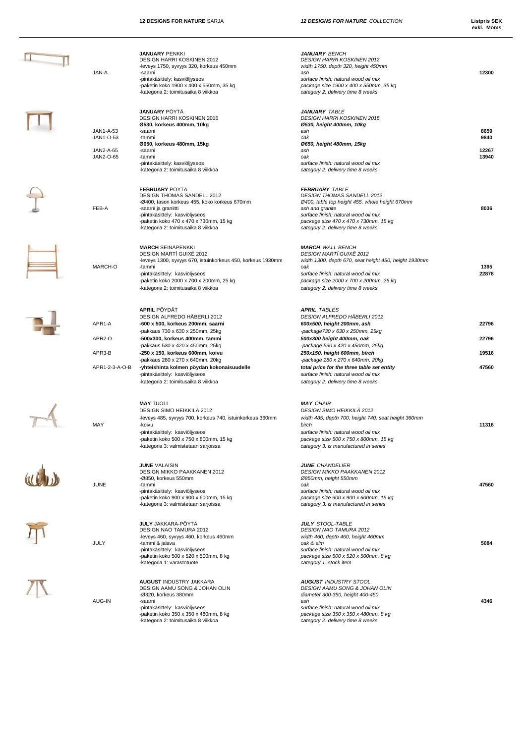| | **12 DESIGNS FOR NATURE** SARJA | ***12 DESIGNS FOR NATURE*** *COLLECTION* | **Listpris SEK exkl. Moms** |
|---|---|---|---|
| JAN-A | **JANUARY** PENKKI<br>DESIGN HARRI KOSKINEN 2012<br>-leveys 1750, syvyys 320, korkeus 450mm<br>-saarni<br>-pintakäsittely: kasviöljyseos<br>-paketin koko 1900 x 400 x 550mm, 35 kg<br>-kategoria 2: toimitusaika 8 viikkoa | ***JANUARY*** *BENCH*<br>*DESIGN HARRI KOSKINEN 2012*<br>*width 1750, depth 320, height 450mm*<br>*ash*<br>*surface finish: natural wood oil mix*<br>*package size 1900 x 400 x 550mm, 35 kg*<br>*category 2: delivery time 8 weeks* | **12300** |
| | **JANUARY** PÖYTÄ<br>DESIGN HARRI KOSKINEN 2015<br>**Ø530, korkeus 400mm, 10kg** | ***JANUARY*** *TABLE*<br>*DESIGN HARRI KOSKINEN 2015*<br>***Ø530, height 400mm, 10kg*** | |
| JAN1-A-53 | -saarni | *ash* | **8659** |
| JAN1-O-53 | -tammi | *oak* | **9840** |
| | **Ø650, korkeus 480mm, 15kg** | ***Ø650, height 480mm, 15kg*** | |
| JAN2-A-65 | -saarni | *ash* | **12267** |
| JAN2-O-65 | -tammi<br>-pintakäsittely: kasviöljyseos<br>-kategoria 2: toimitusaika 8 viikkoa | *oak*<br>*surface finish: natural wood oil mix*<br>*category 2: delivery time 8 weeks* | **13940** |
| FEB-A | **FEBRUARY** PÖYTÄ<br>DESIGN THOMAS SANDELL 2012<br>-Ø400, tason korkeus 455, koko korkeus 670mm<br>-saarni ja graniitti<br>-pintakäsittely: kasviöljyseos<br>-paketin koko 470 x 470 x 730mm, 15 kg<br>-kategoria 2: toimitusaika 8 viikkoa | ***FEBRUARY*** *TABLE*<br>*DESIGN THOMAS SANDELL 2012*<br>*Ø400, table top height 455, whole height 670mm*<br>*ash and granite*<br>*surface finish: natural wood oil mix*<br>*package size 470 x 470 x 730mm, 15 kg*<br>*category 2: delivery time 8 weeks* | **8036** |
| MARCH-O | **MARCH** SEINÄPENKKI<br>DESIGN MARTÍ GUIXÉ 2012<br>-leveys 1300, syvyys 670, istuinkorkeus 450, korkeus 1930mm<br>-tammi<br>-pintakäsittely: kasviöljyseos<br>-paketin koko 2000 x 700 x 200mm, 25 kg<br>-kategoria 2: toimitusaika 8 viikkoa | ***MARCH*** *WALL BENCH*<br>*DESIGN MARTÍ GUIXÉ 2012*<br>*width 1300, depth 670, seat height 450, height 1930mm*<br>*oak*<br>*surface finish: natural wood oil mix*<br>*package size 2000 x 700 x 200mm, 25 kg*<br>*category 2: delivery time 8 weeks* | **1395**<br>**22878** |
| | **APRIL** PÖYDÄT<br>DESIGN ALFREDO HÄBERLI 2012 | ***APRIL*** *TABLES*<br>*DESIGN ALFREDO HÄBERLI 2012* | |
| APR1-A | **-600 x 500, korkeus 200mm, saarni**<br>-pakkaus 730 x 630 x 250mm, 25kg | ***600x500, height 200mm, ash***<br>*-package730 x 630 x 250mm, 25kg* | **22796** |
| APR2-O | **-500x300, korkeus 400mm, tammi**<br>-pakkaus 530 x 420 x 450mm, 25kg | ***500x300 height 400mm, oak***<br>*-package 530 x 420 x 450mm, 25kg* | **22796** |
| APR3-B | **-250 x 150, korkeus 600mm, koivu**<br>-pakkaus 280 x 270 x 640mm, 20kg | ***250x150, height 600mm, birch***<br>*-package 280 x 270 x 640mm, 20kg* | **19516** |
| APR1-2-3-A-O-B | **-yhteishinta kolmen pöydän kokonaisuudelle**<br>-pintakäsittely: kasviöljyseos<br>-kategoria 2: toimitusaika 8 viikkoa | ***total price for the three table set entity***<br>*surface finish: natural wood oil mix*<br>*category 2: delivery time 8 weeks* | **47560** |
| MAY | **MAY** TUOLI<br>DESIGN SIMO HEIKKILÄ 2012<br>-leveys 485, syvyys 700, korkeus 740, istuinkorkeus 360mm<br>-koivu<br>-pintakäsittely: kasviöljyseos<br>-paketin koko 500 x 750 x 800mm, 15 kg<br>-kategoria 3: valmistetaan sarjoissa | ***MAY*** *CHAIR*<br>*DESIGN SIMO HEIKKILÄ 2012*<br>*width 485, depth 700, height 740, seat height 360mm*<br>*birch*<br>*surface finish: natural wood oil mix*<br>*package size 500 x 750 x 800mm, 15 kg*<br>*category 3: is manufactured in series* | **11316** |
| JUNE | **JUNE** VALAISIN<br>DESIGN MIKKO PAAKKANEN 2012<br>-Ø850, korkeus 550mm<br>-tammi<br>-pintakäsittely: kasviöljyseos<br>-paketin koko 900 x 900 x 600mm, 15 kg<br>-kategoria 3: valmistetaan sarjoissa | ***JUNE*** *CHANDELIER*<br>*DESIGN MIKKO PAAKKANEN 2012*<br>*Ø850mm, height 550mm*<br>*oak*<br>*surface finish: natural wood oil mix*<br>*package size 900 x 900 x 600mm, 15 kg*<br>*category 3: is manufactured in series* | **47560** |
| JULY | **JULY** JAKKARA-PÖYTÄ<br>DESIGN NAO TAMURA 2012<br>-leveys 460, syvyys 460, korkeus 460mm<br>-tammi & jalava<br>-pintakäsittely: kasviöljyseos<br>-paketin koko 500 x 520 x 500mm, 8 kg<br>-kategoria 1: varastotuote | ***JULY*** *STOOL-TABLE*<br>*DESIGN NAO TAMURA 2012*<br>*width 460, depth 460, height 460mm*<br>*oak & elm*<br>*surface finish: natural wood oil mix*<br>*package size 500 x 520 x 500mm, 8 kg*<br>*category 1: stock item* | **5084** |
| AUG-IN | **AUGUST** INDUSTRY JAKKARA<br>DESIGN AAMU SONG & JOHAN OLIN<br>-Ø320, korkeus 380mm<br>-saarni<br>-pintakäsittely: kasviöljyseos<br>-paketin koko 350 x 350 x 480mm, 8 kg<br>-kategoria 2: toimitusaika 8 viikkoa | ***AUGUST*** *INDUSTRY STOOL*<br>*DESIGN AAMU SONG & JOHAN OLIN*<br>*diameter 300-350, height 400-450*<br>*ash*<br>*surface finish: natural wood oil mix*<br>*package size 350 x 350 x 480mm, 8 kg*<br>*category 2: delivery time 8 weeks* | **4346** |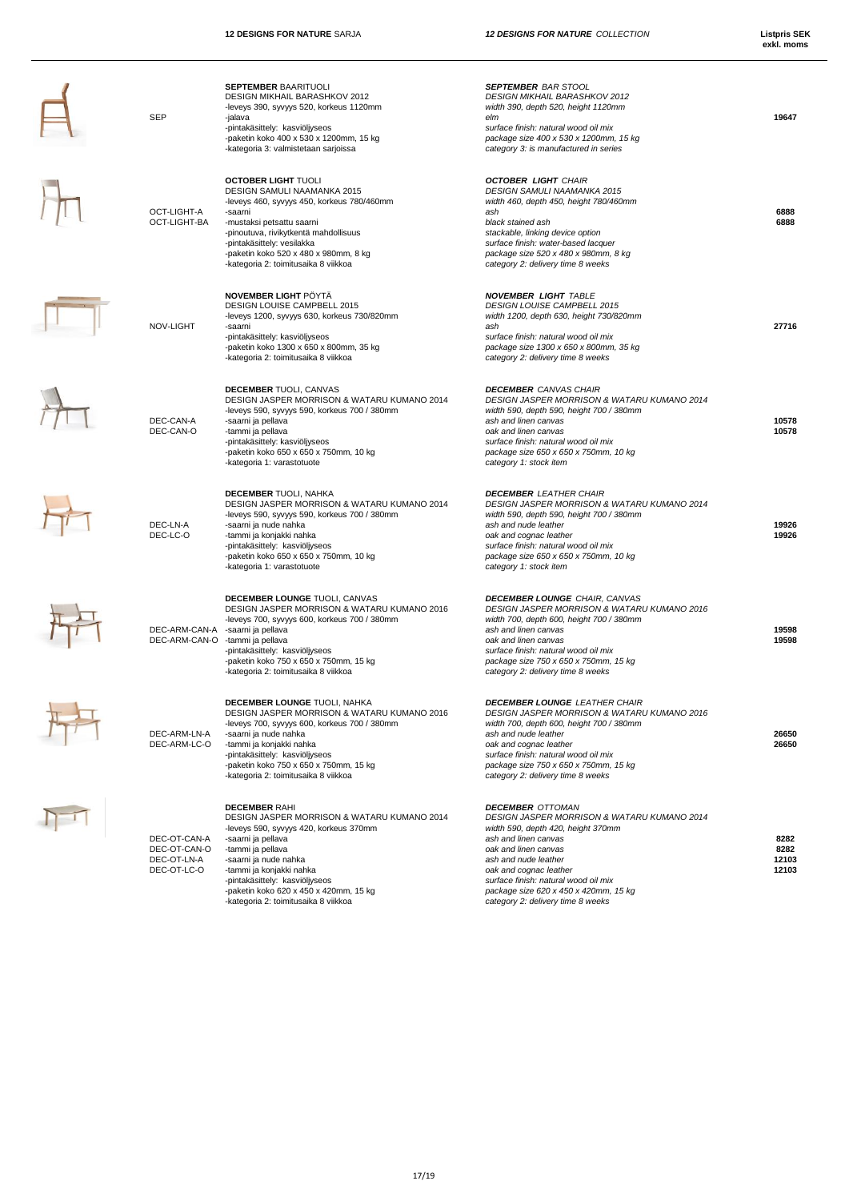| | | **12 DESIGNS FOR NATURE** SARJA | ***12 DESIGNS FOR NATURE*** *COLLECTION* | **Listpris SEK exkl. moms** |
|---|---|---|---|---|
| | SEP | **SEPTEMBER** BAARITUOLI<br>DESIGN MIKHAIL BARASHKOV 2012<br>-leveys 390, syvyys 520, korkeus 1120mm<br>-jalava<br>-pintakäsittely: kasviöljyseos<br>-paketin koko 400 x 530 x 1200mm, 15 kg<br>-kategoria 3: valmistetaan sarjoissa | ***SEPTEMBER*** *BAR STOOL*<br>*DESIGN MIKHAIL BARASHKOV 2012*<br>*width 390, depth 520, height 1120mm*<br>*elm*<br>*surface finish: natural wood oil mix*<br>*package size 400 x 530 x 1200mm, 15 kg*<br>*category 3: is manufactured in series* | **19647** |
| | OCT-LIGHT-A<br>OCT-LIGHT-BA | **OCTOBER LIGHT** TUOLI<br>DESIGN SAMULI NAAMANKA 2015<br>-leveys 460, syvyys 450, korkeus 780/460mm<br>-saarni<br>-mustaksi petsattu saarni<br>-pinoutuva, rivikytkentä mahdollisuus<br>-pintakäsittely: vesilakka<br>-paketin koko 520 x 480 x 980mm, 8 kg<br>-kategoria 2: toimitusaika 8 viikkoa | ***OCTOBER LIGHT*** *CHAIR*<br>*DESIGN SAMULI NAAMANKA 2015*<br>*width 460, depth 450, height 780/460mm*<br>*ash*<br>*black stained ash*<br>*stackable, linking device option*<br>*surface finish: water-based lacquer*<br>*package size 520 x 480 x 980mm, 8 kg*<br>*category 2: delivery time 8 weeks* | **6888**<br>**6888** |
| | NOV-LIGHT | **NOVEMBER LIGHT** PÖYTÄ<br>DESIGN LOUISE CAMPBELL 2015<br>-leveys 1200, syvyys 630, korkeus 730/820mm<br>-saarni<br>-pintakäsittely: kasviöljyseos<br>-paketin koko 1300 x 650 x 800mm, 35 kg<br>-kategoria 2: toimitusaika 8 viikkoa | ***NOVEMBER LIGHT*** *TABLE*<br>*DESIGN LOUISE CAMPBELL 2015*<br>*width 1200, depth 630, height 730/820mm*<br>*ash*<br>*surface finish: natural wood oil mix*<br>*package size 1300 x 650 x 800mm, 35 kg*<br>*category 2: delivery time 8 weeks* | **27716** |
| | DEC-CAN-A<br>DEC-CAN-O | **DECEMBER** TUOLI, CANVAS<br>DESIGN JASPER MORRISON & WATARU KUMANO 2014<br>-leveys 590, syvyys 590, korkeus 700 / 380mm<br>-saarni ja pellava<br>-tammi ja pellava<br>-pintakäsittely: kasviöljyseos<br>-paketin koko 650 x 650 x 750mm, 10 kg<br>-kategoria 1: varastotuote | ***DECEMBER*** *CANVAS CHAIR*<br>*DESIGN JASPER MORRISON & WATARU KUMANO 2014*<br>*width 590, depth 590, height 700 / 380mm*<br>*ash and linen canvas*<br>*oak and linen canvas*<br>*surface finish: natural wood oil mix*<br>*package size 650 x 650 x 750mm, 10 kg*<br>*category 1: stock item* | **10578**<br>**10578** |
| | DEC-LN-A<br>DEC-LC-O | **DECEMBER** TUOLI, NAHKA<br>DESIGN JASPER MORRISON & WATARU KUMANO 2014<br>-leveys 590, syvyys 590, korkeus 700 / 380mm<br>-saarni ja nude nahka<br>-tammi ja konjakki nahka<br>-pintakäsittely: kasviöljyseos<br>-paketin koko 650 x 650 x 750mm, 10 kg<br>-kategoria 1: varastotuote | ***DECEMBER*** *LEATHER CHAIR*<br>*DESIGN JASPER MORRISON & WATARU KUMANO 2014*<br>*width 590, depth 590, height 700 / 380mm*<br>*ash and nude leather*<br>*oak and cognac leather*<br>*surface finish: natural wood oil mix*<br>*package size 650 x 650 x 750mm, 10 kg*<br>*category 1: stock item* | **19926**<br>**19926** |
| | DEC-ARM-CAN-A<br>DEC-ARM-CAN-O | **DECEMBER LOUNGE** TUOLI, CANVAS<br>DESIGN JASPER MORRISON & WATARU KUMANO 2016<br>-leveys 700, syvyys 600, korkeus 700 / 380mm<br>-saarni ja pellava<br>-tammi ja pellava<br>-pintakäsittely: kasviöljyseos<br>-paketin koko 750 x 650 x 750mm, 15 kg<br>-kategoria 2: toimitusaika 8 viikkoa | ***DECEMBER LOUNGE*** *CHAIR, CANVAS*<br>*DESIGN JASPER MORRISON & WATARU KUMANO 2016*<br>*width 700, depth 600, height 700 / 380mm*<br>*ash and linen canvas*<br>*oak and linen canvas*<br>*surface finish: natural wood oil mix*<br>*package size 750 x 650 x 750mm, 15 kg*<br>*category 2: delivery time 8 weeks* | **19598**<br>**19598** |
| | DEC-ARM-LN-A<br>DEC-ARM-LC-O | **DECEMBER LOUNGE** TUOLI, NAHKA<br>DESIGN JASPER MORRISON & WATARU KUMANO 2016<br>-leveys 700, syvyys 600, korkeus 700 / 380mm<br>-saarni ja nude nahka<br>-tammi ja konjakki nahka<br>-pintakäsittely: kasviöljyseos<br>-paketin koko 750 x 650 x 750mm, 15 kg<br>-kategoria 2: toimitusaika 8 viikkoa | ***DECEMBER LOUNGE*** *LEATHER CHAIR*<br>*DESIGN JASPER MORRISON & WATARU KUMANO 2016*<br>*width 700, depth 600, height 700 / 380mm*<br>*ash and nude leather*<br>*oak and cognac leather*<br>*surface finish: natural wood oil mix*<br>*package size 750 x 650 x 750mm, 15 kg*<br>*category 2: delivery time 8 weeks* | **26650**<br>**26650** |
| | DEC-OT-CAN-A<br>DEC-OT-CAN-O<br>DEC-OT-LN-A<br>DEC-OT-LC-O | **DECEMBER** RAHI<br>DESIGN JASPER MORRISON & WATARU KUMANO 2014<br>-leveys 590, syvyys 420, korkeus 370mm<br>-saarni ja pellava<br>-tammi ja pellava<br>-saarni ja nude nahka<br>-tammi ja konjakki nahka<br>-pintakäsittely: kasviöljyseos<br>-paketin koko 620 x 450 x 420mm, 15 kg<br>-kategoria 2: toimitusaika 8 viikkoa | ***DECEMBER*** *OTTOMAN*<br>*DESIGN JASPER MORRISON & WATARU KUMANO 2014*<br>*width 590, depth 420, height 370mm*<br>*ash and linen canvas*<br>*oak and linen canvas*<br>*ash and nude leather*<br>*oak and cognac leather*<br>*surface finish: natural wood oil mix*<br>*package size 620 x 450 x 420mm, 15 kg*<br>*category 2: delivery time 8 weeks* | **8282**<br>**8282**<br>**12103**<br>**12103** |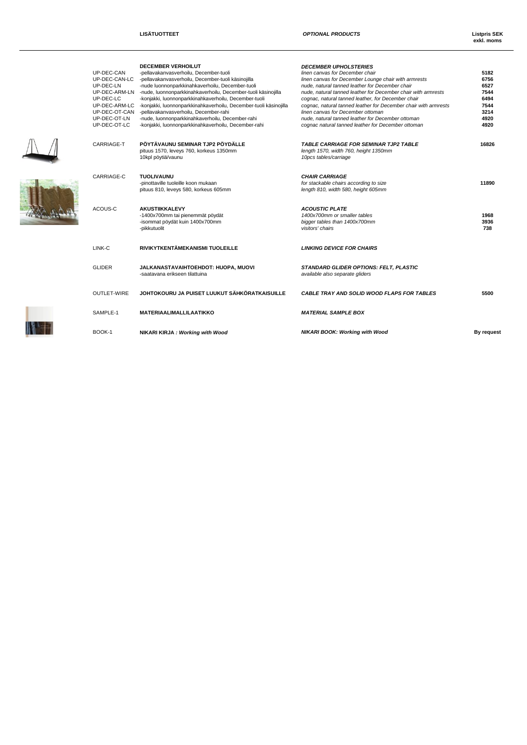| | LISÄTUOTTEET | *OPTIONAL PRODUCTS* | **Listpris SEK exkl. moms** |
|---|---|---|---|
| | **DECEMBER VERHOILUT** | ***DECEMBER UPHOLSTERIES*** | |
| UP-DEC-CAN | -pellavakanvasverhoilu, December-tuoli | *linen canvas for December chair* | **5182** |
| UP-DEC-CAN-LC | -pellavakanvasverhoilu, December-tuoli käsinojilla | *linen canvas for December Lounge chair with armrests* | **6756** |
| UP-DEC-LN | -nude luonnonparkkinahkaverhoilu, December-tuoli | *nude, natural tanned leather for December chair* | **6527** |
| UP-DEC-ARM-LN | -nude, luonnonparkkinahkaverhoilu, December-tuoli käsinojilla | *nude, natural tanned leather for December chair with armrests* | **7544** |
| UP-DEC-LC | -konjakki, luonnonparkkinahkaverhoilu, December-tuoli | *cognac, natural tanned leather, for December chair* | **6494** |
| UP-DEC-ARM-LC | -konjakki, luonnonparkkinahkaverhoilu, December-tuoli käsinojilla | *cognac, natural tanned leather for December chair with armrests* | **7544** |
| UP-DEC-OT-CAN | -pellavakanvasverhoilu, December-rahi | *linen canvas for December ottoman* | **3214** |
| UP-DEC-OT-LN | -nude, luonnonparkkinahkaverhoilu, December-rahi | *nude, natural tanned leather for December ottoman* | **4920** |
| UP-DEC-OT-LC | -konjakki, luonnonparkkinahkaverhoilu, December-rahi | *cognac natural tanned leather for December ottoman* | **4920** |
| CARRIAGE-T | **PÖYTÄVAUNU SEMINAR TJP2 PÖYDÄLLE**<br>pituus 1570, leveys 760, korkeus 1350mm<br>10kpl pöytiä/vaunu | ***TABLE CARRIAGE FOR SEMINAR TJP2 TABLE***<br>*length 1570, width 760, height 1350mm*<br>*10pcs tables/carriage* | **16826** |
| CARRIAGE-C | **TUOLIVAUNU**<br>-pinottaville tuoleille koon mukaan<br>pituus 810, leveys 580, korkeus 605mm | ***CHAIR CARRIAGE***<br>*for stackable chairs according to size*<br>*length 810, width 580, height 605mm* | **11890** |
| ACOUS-C | **AKUSTIIKKALEVY** | ***ACOUSTIC PLATE*** | |
| | -1400x700mm tai pienemmät pöydät | *1400x700mm or smaller tables* | **1968** |
| | -isommat pöydät kuin 1400x700mm | *bigger tables than 1400x700mm* | **3936** |
| | -pikkutuolit | *visitors' chairs* | **738** |
| LINK-C | **RIVIKYTKENTÄMEKANISMI TUOLEILLE** | ***LINKING DEVICE FOR CHAIRS*** | |
| GLIDER | **JALKANASTAVAIHTOEHDOT: HUOPA, MUOVI**<br>-saatavana erikseen tilattuina | ***STANDARD GLIDER OPTIONS: FELT, PLASTIC***<br>*available also separate gliders* | |
| OUTLET-WIRE | **JOHTOKOURU JA PUISET LUUKUT SÄHKÖRATKAISUILLE** | ***CABLE TRAY AND SOLID WOOD FLAPS FOR TABLES*** | **5500** |
| SAMPLE-1 | **MATERIAALIMALLILAATIKKO** | ***MATERIAL SAMPLE BOX*** | |
| BOOK-1 | **NIKARI KIRJA : *Working with Wood*** | ***NIKARI BOOK: Working with Wood*** | **By request** |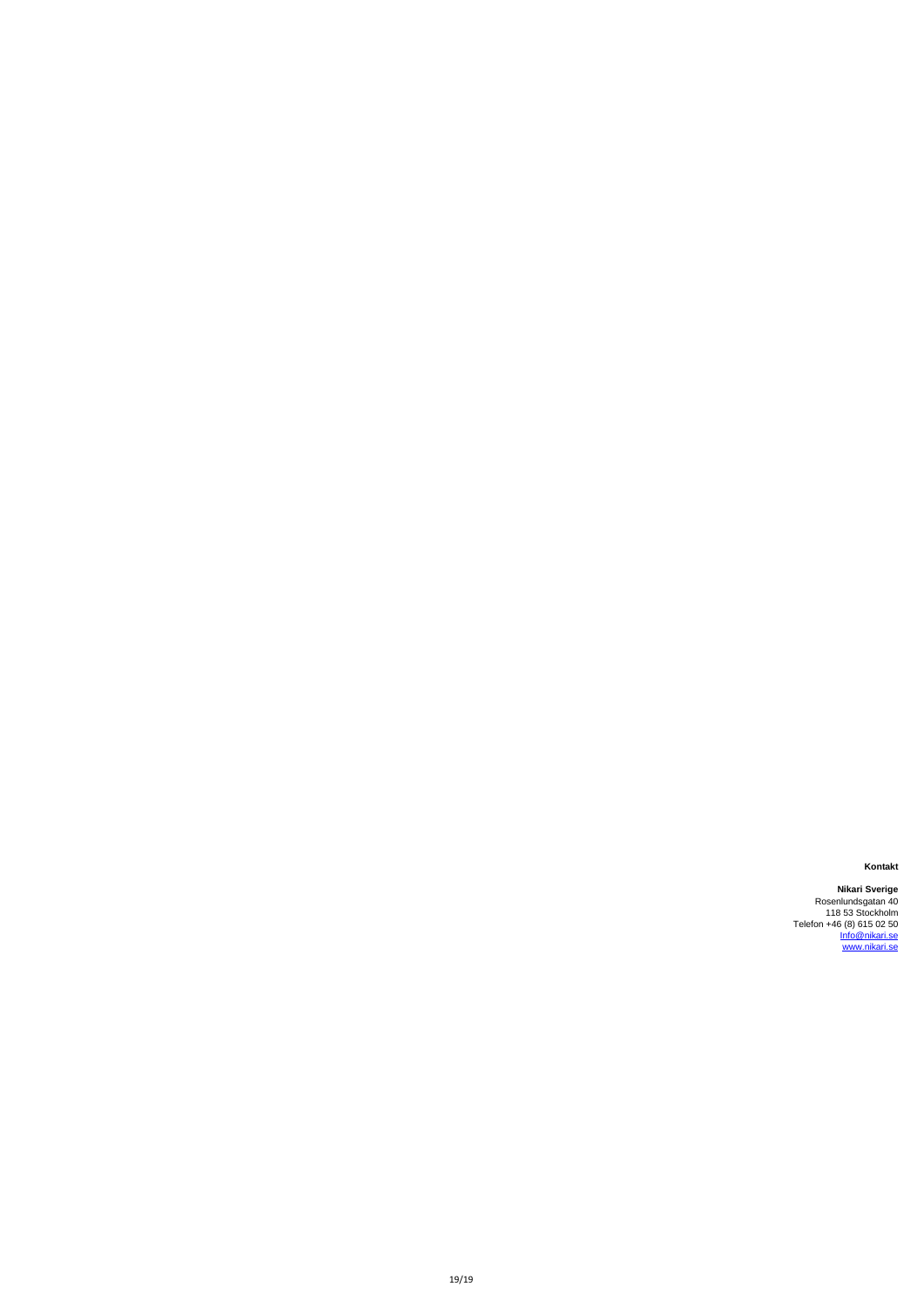**Kontakt**

**Nikari Sverige**
Rosenlundsgatan 40
118 53 Stockholm
Telefon +46 (8) 615 02 50
Info@nikari.se
www.nikari.se